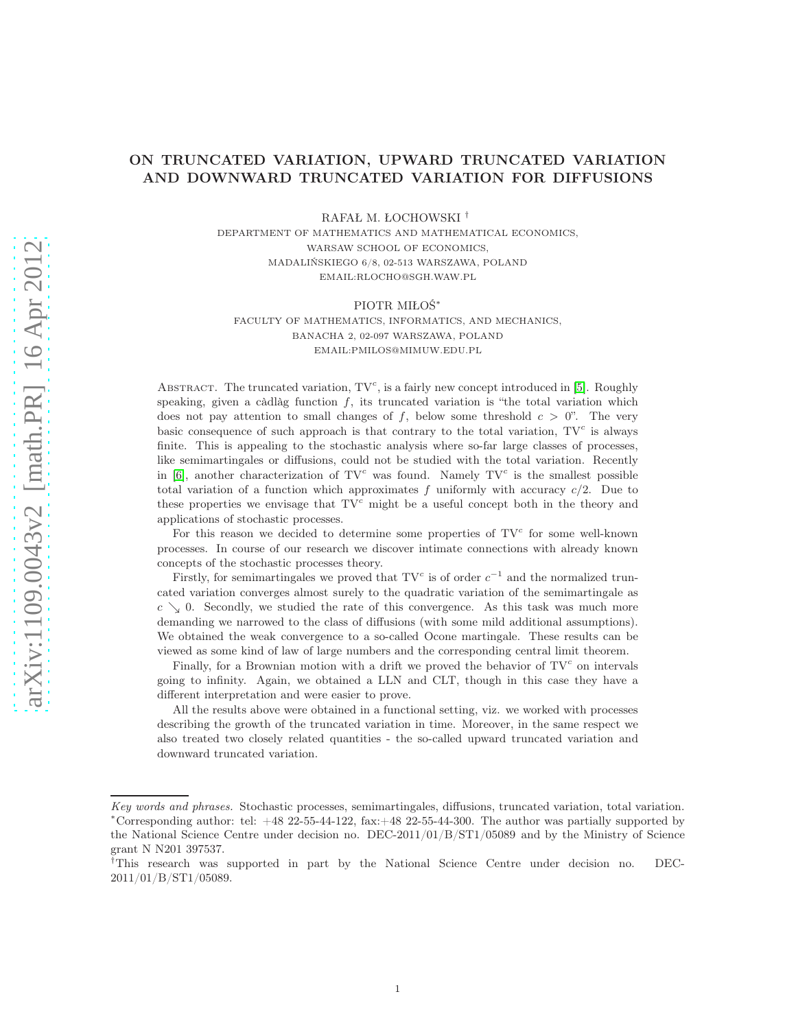# ON TRUNCATED VARIATION, UPWARD TRUNCATED VARIATION AND DOWNWARD TRUNCATED VARIATION FOR DIFFUSIONS

RAFAŁ M. ŁOCHOWSKI †

DEPARTMENT OF MATHEMATICS AND MATHEMATICAL ECONOMICS,
WARSAW SCHOOL OF ECONOMICS,
MADALIŃSKIEGO 6/8, 02-513 WARSZAWA, POLAND
EMAIL:RLOCHO@SGH.WAW.PL

PIOTR MIŁOŚ*

FACULTY OF MATHEMATICS, INFORMATICS, AND MECHANICS,
BANACHA 2, 02-097 WARSZAWA, POLAND
EMAIL:PMILOS@MIMUW.EDU.PL

ABSTRACT. The truncated variation, $\mathrm{TV}^c$, is a fairly new concept introduced in [5]. Roughly speaking, given a càdlàg function $f$, its truncated variation is "the total variation which does not pay attention to small changes of $f$, below some threshold $c > 0$". The very basic consequence of such approach is that contrary to the total variation, $\mathrm{TV}^c$ is always finite. This is appealing to the stochastic analysis where so-far large classes of processes, like semimartingales or diffusions, could not be studied with the total variation. Recently in [6], another characterization of $\mathrm{TV}^c$ was found. Namely $\mathrm{TV}^c$ is the smallest possible total variation of a function which approximates $f$ uniformly with accuracy $c/2$. Due to these properties we envisage that $\mathrm{TV}^c$ might be a useful concept both in the theory and applications of stochastic processes.

For this reason we decided to determine some properties of $\mathrm{TV}^c$ for some well-known processes. In course of our research we discover intimate connections with already known concepts of the stochastic processes theory.

Firstly, for semimartingales we proved that $\mathrm{TV}^c$ is of order $c^{-1}$ and the normalized truncated variation converges almost surely to the quadratic variation of the semimartingale as $c \searrow 0$. Secondly, we studied the rate of this convergence. As this task was much more demanding we narrowed to the class of diffusions (with some mild additional assumptions). We obtained the weak convergence to a so-called Ocone martingale. These results can be viewed as some kind of law of large numbers and the corresponding central limit theorem.

Finally, for a Brownian motion with a drift we proved the behavior of $\mathrm{TV}^c$ on intervals going to infinity. Again, we obtained a LLN and CLT, though in this case they have a different interpretation and were easier to prove.

All the results above were obtained in a functional setting, viz. we worked with processes describing the growth of the truncated variation in time. Moreover, in the same respect we also treated two closely related quantities - the so-called upward truncated variation and downward truncated variation.

*Key words and phrases.* Stochastic processes, semimartingales, diffusions, truncated variation, total variation.

*Corresponding author: tel: +48 22-55-44-122, fax:+48 22-55-44-300. The author was partially supported by the National Science Centre under decision no. DEC-2011/01/B/ST1/05089 and by the Ministry of Science grant N N201 397537.

†This research was supported in part by the National Science Centre under decision no. DEC-2011/01/B/ST1/05089.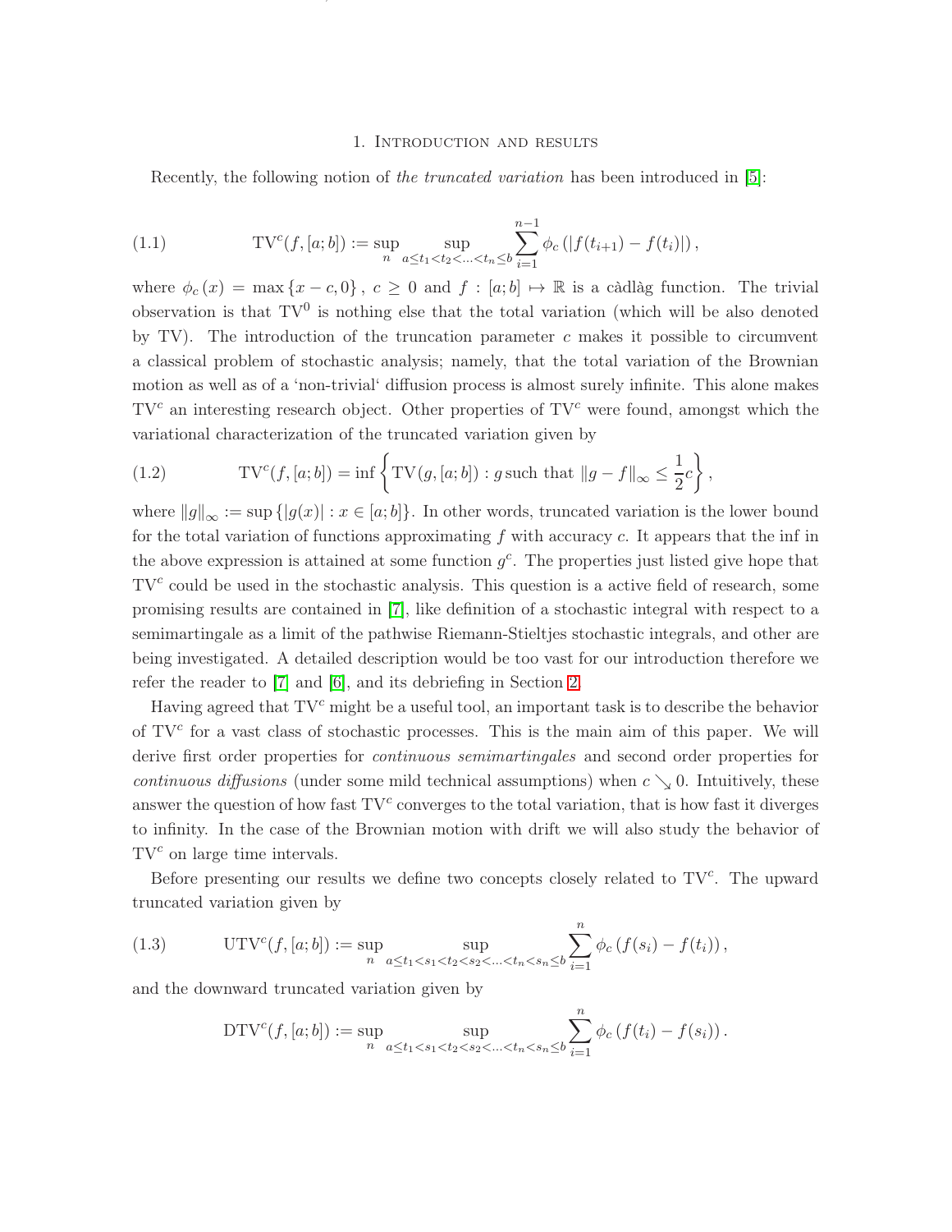# 1. Introduction and results

Recently, the following notion of *the truncated variation* has been introduced in [5]:

$$\mathrm{TV}^c(f,[a;b]) := \sup_n \sup_{a\leq t_1<t_2<\ldots<t_n\leq b} \sum_{i=1}^{n-1} \phi_c\left(|f(t_{i+1})-f(t_i)|\right), \tag{1.1}$$

where $\phi_c(x) = \max\{x-c,0\}$, $c\geq 0$ and $f:[a;b]\mapsto\mathbb{R}$ is a càdlàg function. The trivial observation is that $\mathrm{TV}^0$ is nothing else that the total variation (which will be also denoted by TV). The introduction of the truncation parameter $c$ makes it possible to circumvent a classical problem of stochastic analysis; namely, that the total variation of the Brownian motion as well as of a 'non-trivial' diffusion process is almost surely infinite. This alone makes $\mathrm{TV}^c$ an interesting research object. Other properties of $\mathrm{TV}^c$ were found, amongst which the variational characterization of the truncated variation given by

$$\mathrm{TV}^c(f,[a;b]) = \inf\left\{\mathrm{TV}(g,[a;b]) : g \text{ such that } \|g-f\|_\infty \leq \frac{1}{2}c\right\}, \tag{1.2}$$

where $\|g\|_\infty := \sup\{|g(x)| : x\in[a;b]\}$. In other words, truncated variation is the lower bound for the total variation of functions approximating $f$ with accuracy $c$. It appears that the inf in the above expression is attained at some function $g^c$. The properties just listed give hope that $\mathrm{TV}^c$ could be used in the stochastic analysis. This question is a active field of research, some promising results are contained in [7], like definition of a stochastic integral with respect to a semimartingale as a limit of the pathwise Riemann-Stieltjes stochastic integrals, and other are being investigated. A detailed description would be too vast for our introduction therefore we refer the reader to [7] and [6], and its debriefing in Section 2.

Having agreed that $\mathrm{TV}^c$ might be a useful tool, an important task is to describe the behavior of $\mathrm{TV}^c$ for a vast class of stochastic processes. This is the main aim of this paper. We will derive first order properties for *continuous semimartingales* and second order properties for *continuous diffusions* (under some mild technical assumptions) when $c\searrow 0$. Intuitively, these answer the question of how fast $\mathrm{TV}^c$ converges to the total variation, that is how fast it diverges to infinity. In the case of the Brownian motion with drift we will also study the behavior of $\mathrm{TV}^c$ on large time intervals.

Before presenting our results we define two concepts closely related to $\mathrm{TV}^c$. The upward truncated variation given by

$$\mathrm{UTV}^c(f,[a;b]) := \sup_n \sup_{a\leq t_1<s_1<t_2<s_2<\ldots<t_n<s_n\leq b} \sum_{i=1}^{n} \phi_c\left(f(s_i)-f(t_i)\right), \tag{1.3}$$

and the downward truncated variation given by

$$\mathrm{DTV}^c(f,[a;b]) := \sup_n \sup_{a\leq t_1<s_1<t_2<s_2<\ldots<t_n<s_n\leq b} \sum_{i=1}^{n} \phi_c\left(f(t_i)-f(s_i)\right).$$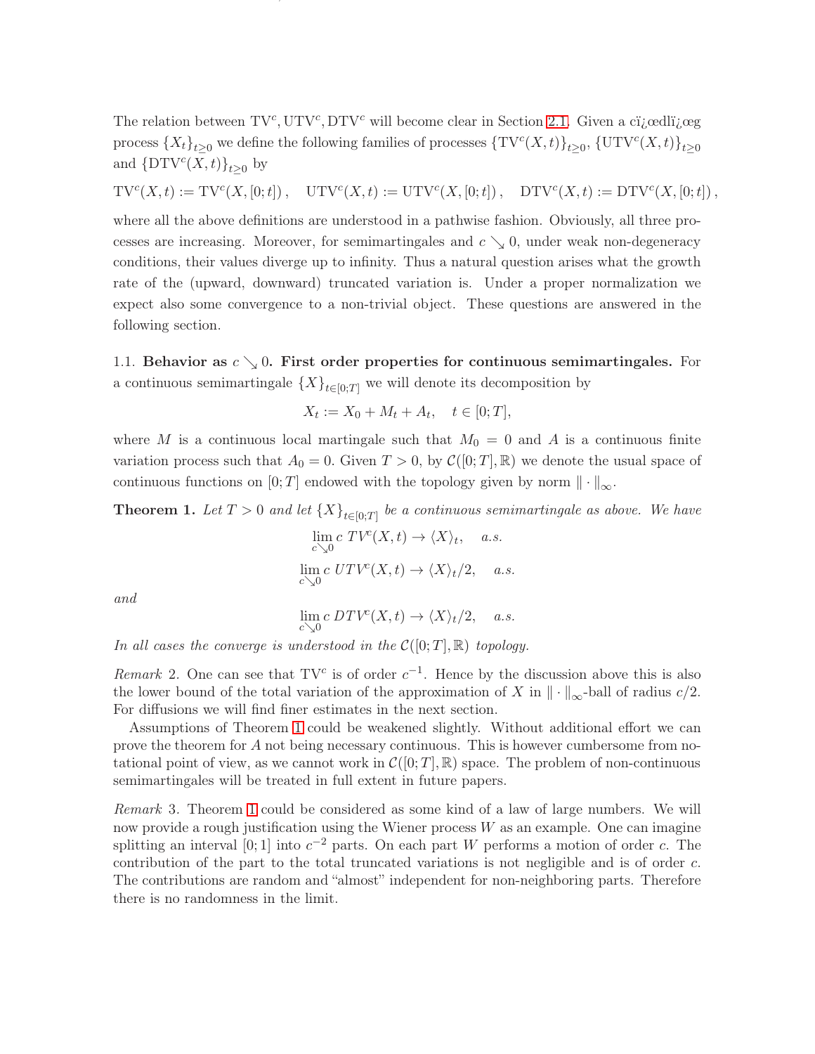The relation between $\mathrm{TV}^c, \mathrm{UTV}^c, \mathrm{DTV}^c$ will become clear in Section 2.1. Given a cï¿œdlï¿œg process $\{X_t\}_{t\geq 0}$ we define the following families of processes $\{\mathrm{TV}^c(X,t)\}_{t\geq 0}$, $\{\mathrm{UTV}^c(X,t)\}_{t\geq 0}$ and $\{\mathrm{DTV}^c(X,t)\}_{t\geq 0}$ by

$$\mathrm{TV}^c(X,t) := \mathrm{TV}^c(X,[0;t]), \quad \mathrm{UTV}^c(X,t) := \mathrm{UTV}^c(X,[0;t]), \quad \mathrm{DTV}^c(X,t) := \mathrm{DTV}^c(X,[0;t]),$$

where all the above definitions are understood in a pathwise fashion. Obviously, all three processes are increasing. Moreover, for semimartingales and $c \searrow 0$, under weak non-degeneracy conditions, their values diverge up to infinity. Thus a natural question arises what the growth rate of the (upward, downward) truncated variation is. Under a proper normalization we expect also some convergence to a non-trivial object. These questions are answered in the following section.

1.1. **Behavior as $c \searrow 0$. First order properties for continuous semimartingales.** For a continuous semimartingale $\{X\}_{t\in[0;T]}$ we will denote its decomposition by

$$X_t := X_0 + M_t + A_t, \quad t \in [0;T],$$

where $M$ is a continuous local martingale such that $M_0 = 0$ and $A$ is a continuous finite variation process such that $A_0 = 0$. Given $T > 0$, by $\mathcal{C}([0;T],\mathbb{R})$ we denote the usual space of continuous functions on $[0;T]$ endowed with the topology given by norm $\|\cdot\|_\infty$.

**Theorem 1.** *Let $T > 0$ and let $\{X\}_{t\in[0;T]}$ be a continuous semimartingale as above. We have*

$$\lim_{c\searrow 0} c\ TV^c(X,t) \to \langle X\rangle_t, \quad a.s.$$

$$\lim_{c\searrow 0} c\ UTV^c(X,t) \to \langle X\rangle_t/2, \quad a.s.$$

*and*

$$\lim_{c\searrow 0} c\ DTV^c(X,t) \to \langle X\rangle_t/2, \quad a.s.$$

*In all cases the converge is understood in the $\mathcal{C}([0;T],\mathbb{R})$ topology.*

*Remark* 2. One can see that $\mathrm{TV}^c$ is of order $c^{-1}$. Hence by the discussion above this is also the lower bound of the total variation of the approximation of $X$ in $\|\cdot\|_\infty$-ball of radius $c/2$. For diffusions we will find finer estimates in the next section.

Assumptions of Theorem 1 could be weakened slightly. Without additional effort we can prove the theorem for $A$ not being necessary continuous. This is however cumbersome from notational point of view, as we cannot work in $\mathcal{C}([0;T],\mathbb{R})$ space. The problem of non-continuous semimartingales will be treated in full extent in future papers.

*Remark* 3. Theorem 1 could be considered as some kind of a law of large numbers. We will now provide a rough justification using the Wiener process $W$ as an example. One can imagine splitting an interval $[0;1]$ into $c^{-2}$ parts. On each part $W$ performs a motion of order $c$. The contribution of the part to the total truncated variations is not negligible and is of order $c$. The contributions are random and "almost" independent for non-neighboring parts. Therefore there is no randomness in the limit.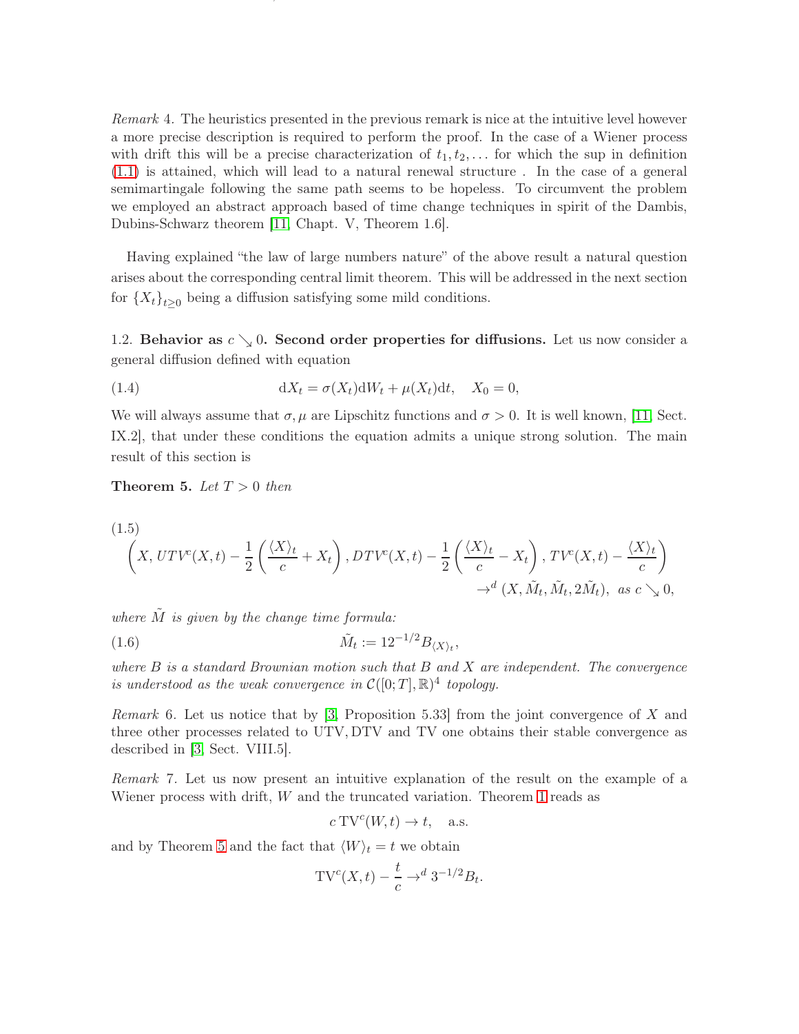*Remark* 4. The heuristics presented in the previous remark is nice at the intuitive level however a more precise description is required to perform the proof. In the case of a Wiener process with drift this will be a precise characterization of $t_1, t_2, \ldots$ for which the sup in definition (1.1) is attained, which will lead to a natural renewal structure . In the case of a general semimartingale following the same path seems to be hopeless. To circumvent the problem we employed an abstract approach based of time change techniques in spirit of the Dambis, Dubins-Schwarz theorem [11, Chapt. V, Theorem 1.6].

Having explained "the law of large numbers nature" of the above result a natural question arises about the corresponding central limit theorem. This will be addressed in the next section for $\{X_t\}_{t\geq 0}$ being a diffusion satisfying some mild conditions.

1.2. **Behavior as $c \searrow 0$. Second order properties for diffusions.** Let us now consider a general diffusion defined with equation

$$\mathrm{d}X_t = \sigma(X_t)\mathrm{d}W_t + \mu(X_t)\mathrm{d}t, \quad X_0 = 0, \tag{1.4}$$

We will always assume that $\sigma, \mu$ are Lipschitz functions and $\sigma > 0$. It is well known, [11, Sect. IX.2], that under these conditions the equation admits a unique strong solution. The main result of this section is

**Theorem 5.** *Let $T > 0$ then*

$$\left(X, UTV^c(X,t) - \frac{1}{2}\left(\frac{\langle X\rangle_t}{c} + X_t\right), DTV^c(X,t) - \frac{1}{2}\left(\frac{\langle X\rangle_t}{c} - X_t\right), TV^c(X,t) - \frac{\langle X\rangle_t}{c}\right) \\ \to^d (X, \tilde{M}_t, \tilde{M}_t, 2\tilde{M}_t), \text{ as } c \searrow 0, \tag{1.5}$$

*where $\tilde{M}$ is given by the change time formula:*

$$\tilde{M}_t := 12^{-1/2} B_{\langle X\rangle_t}, \tag{1.6}$$

*where $B$ is a standard Brownian motion such that $B$ and $X$ are independent. The convergence is understood as the weak convergence in $\mathcal{C}([0;T], \mathbb{R})^4$ topology.*

*Remark* 6. Let us notice that by [3, Proposition 5.33] from the joint convergence of $X$ and three other processes related to UTV, DTV and TV one obtains their stable convergence as described in [3, Sect. VIII.5].

*Remark* 7. Let us now present an intuitive explanation of the result on the example of a Wiener process with drift, $W$ and the truncated variation. Theorem 1 reads as

$$c\,\mathrm{TV}^c(W,t) \to t, \quad \text{a.s.}$$

and by Theorem 5 and the fact that $\langle W\rangle_t = t$ we obtain

$$\mathrm{TV}^c(X,t) - \frac{t}{c} \to^d 3^{-1/2} B_t.$$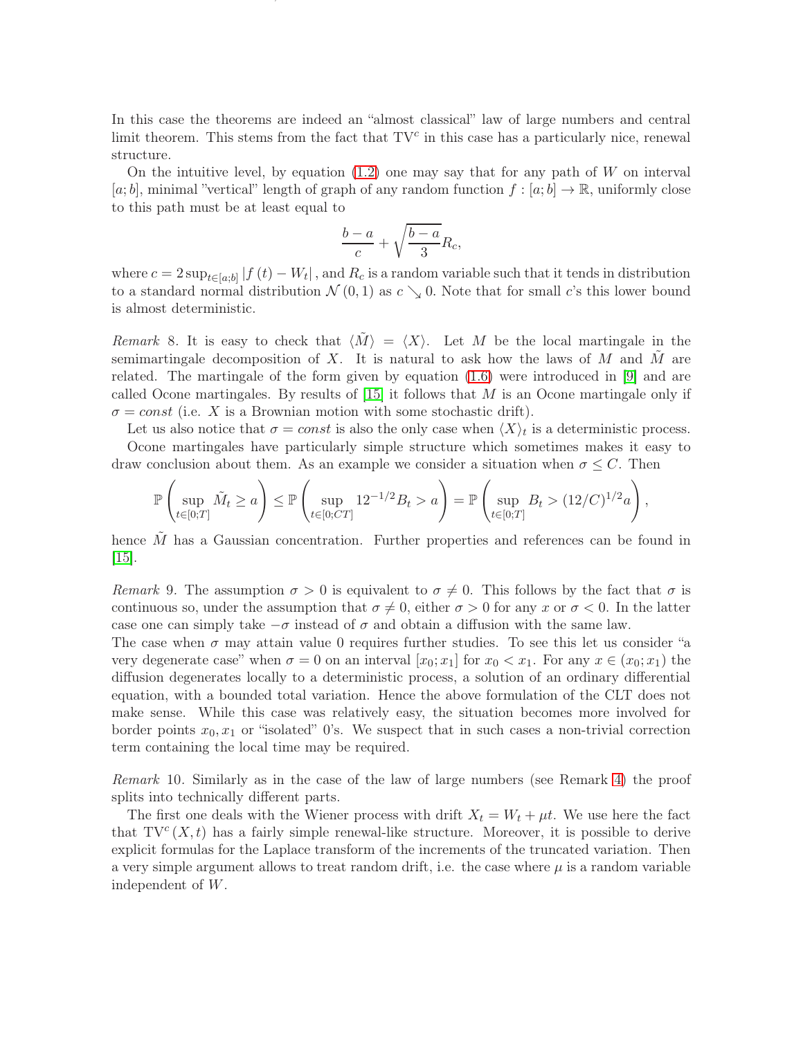In this case the theorems are indeed an "almost classical" law of large numbers and central limit theorem. This stems from the fact that $\mathrm{TV}^c$ in this case has a particularly nice, renewal structure.

On the intuitive level, by equation (1.2) one may say that for any path of $W$ on interval $[a;b]$, minimal "vertical" length of graph of any random function $f:[a;b]\to\mathbb{R}$, uniformly close to this path must be at least equal to

$$\frac{b-a}{c}+\sqrt{\frac{b-a}{3}}R_c,$$

where $c=2\sup_{t\in[a;b]}|f(t)-W_t|$, and $R_c$ is a random variable such that it tends in distribution to a standard normal distribution $\mathcal{N}(0,1)$ as $c\searrow 0$. Note that for small $c$'s this lower bound is almost deterministic.

*Remark* 8. It is easy to check that $\langle\tilde{M}\rangle=\langle X\rangle$. Let $M$ be the local martingale in the semimartingale decomposition of $X$. It is natural to ask how the laws of $M$ and $\tilde{M}$ are related. The martingale of the form given by equation (1.6) were introduced in [9] and are called Ocone martingales. By results of [15] it follows that $M$ is an Ocone martingale only if $\sigma=const$ (i.e. $X$ is a Brownian motion with some stochastic drift).

Let us also notice that $\sigma=const$ is also the only case when $\langle X\rangle_t$ is a deterministic process.

Ocone martingales have particularly simple structure which sometimes makes it easy to draw conclusion about them. As an example we consider a situation when $\sigma\le C$. Then

$$\mathbb{P}\left(\sup_{t\in[0;T]}\tilde{M}_t\ge a\right)\le\mathbb{P}\left(\sup_{t\in[0;CT]}12^{-1/2}B_t>a\right)=\mathbb{P}\left(\sup_{t\in[0;T]}B_t>(12/C)^{1/2}a\right),$$

hence $\tilde{M}$ has a Gaussian concentration. Further properties and references can be found in [15].

*Remark* 9. The assumption $\sigma>0$ is equivalent to $\sigma\neq 0$. This follows by the fact that $\sigma$ is continuous so, under the assumption that $\sigma\neq 0$, either $\sigma>0$ for any $x$ or $\sigma<0$. In the latter case one can simply take $-\sigma$ instead of $\sigma$ and obtain a diffusion with the same law.
The case when $\sigma$ may attain value 0 requires further studies. To see this let us consider "a very degenerate case" when $\sigma=0$ on an interval $[x_0;x_1]$ for $x_0<x_1$. For any $x\in(x_0;x_1)$ the diffusion degenerates locally to a deterministic process, a solution of an ordinary differential equation, with a bounded total variation. Hence the above formulation of the CLT does not make sense. While this case was relatively easy, the situation becomes more involved for border points $x_0,x_1$ or "isolated" 0's. We suspect that in such cases a non-trivial correction term containing the local time may be required.

*Remark* 10. Similarly as in the case of the law of large numbers (see Remark 4) the proof splits into technically different parts.

The first one deals with the Wiener process with drift $X_t=W_t+\mu t$. We use here the fact that $\mathrm{TV}^c(X,t)$ has a fairly simple renewal-like structure. Moreover, it is possible to derive explicit formulas for the Laplace transform of the increments of the truncated variation. Then a very simple argument allows to treat random drift, i.e. the case where $\mu$ is a random variable independent of $W$.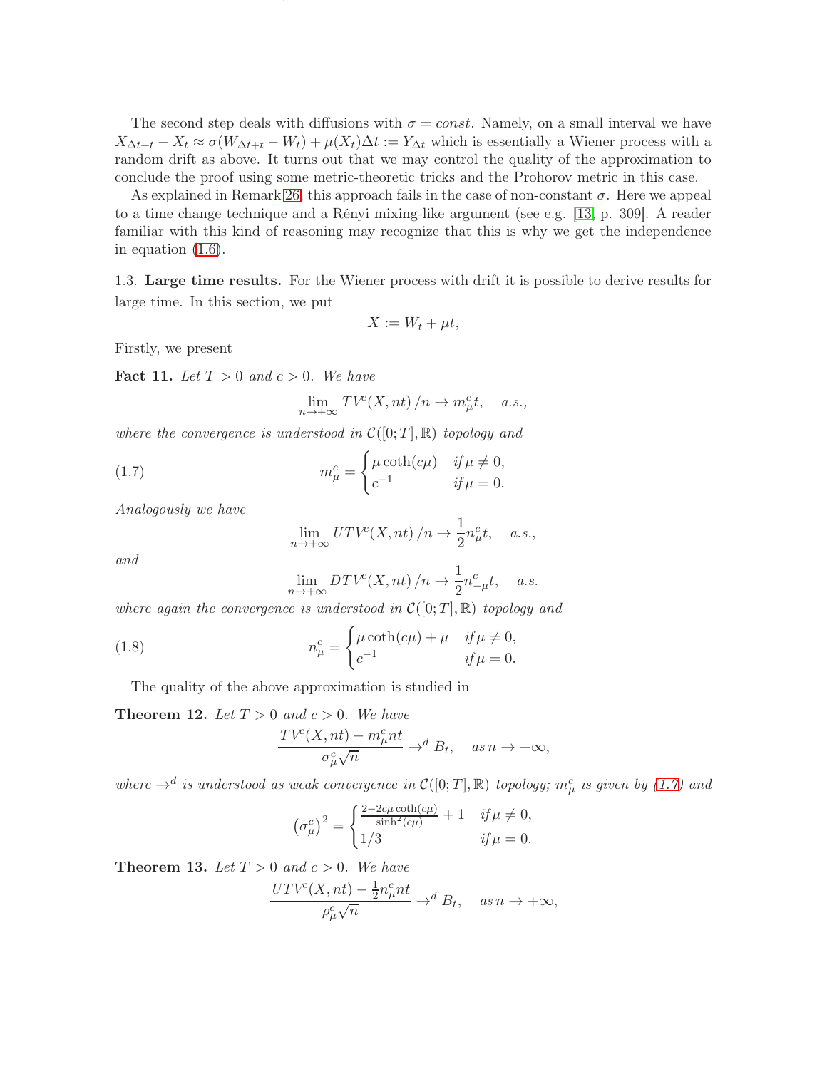The second step deals with diffusions with $\sigma = const$. Namely, on a small interval we have $X_{\Delta t+t} - X_t \approx \sigma(W_{\Delta t+t} - W_t) + \mu(X_t)\Delta t := Y_{\Delta t}$ which is essentially a Wiener process with a random drift as above. It turns out that we may control the quality of the approximation to conclude the proof using some metric-theoretic tricks and the Prohorov metric in this case.

As explained in Remark 26, this approach fails in the case of non-constant $\sigma$. Here we appeal to a time change technique and a Rényi mixing-like argument (see e.g. [13, p. 309]. A reader familiar with this kind of reasoning may recognize that this is why we get the independence in equation (1.6).

### 1.3. Large time results.

For the Wiener process with drift it is possible to derive results for large time. In this section, we put

$$X := W_t + \mu t,$$

Firstly, we present

**Fact 11.** *Let $T > 0$ and $c > 0$. We have*

$$\lim_{n\to+\infty} TV^c(X, nt)/n \to m^c_\mu t, \quad a.s.,$$

*where the convergence is understood in $\mathcal{C}([0;T], \mathbb{R})$ topology and*

$$m^c_\mu = \begin{cases} \mu \coth(c\mu) & \text{if } \mu \neq 0, \\ c^{-1} & \text{if } \mu = 0. \end{cases} \tag{1.7}$$

*Analogously we have*

$$\lim_{n\to+\infty} UTV^c(X, nt)/n \to \frac{1}{2} n^c_\mu t, \quad a.s.,$$

*and*

$$\lim_{n\to+\infty} DTV^c(X, nt)/n \to \frac{1}{2} n^c_{-\mu} t, \quad a.s.$$

*where again the convergence is understood in $\mathcal{C}([0;T], \mathbb{R})$ topology and*

$$n^c_\mu = \begin{cases} \mu \coth(c\mu) + \mu & \text{if } \mu \neq 0, \\ c^{-1} & \text{if } \mu = 0. \end{cases} \tag{1.8}$$

The quality of the above approximation is studied in

**Theorem 12.** *Let $T > 0$ and $c > 0$. We have*

$$\frac{TV^c(X, nt) - m^c_\mu nt}{\sigma^c_\mu \sqrt{n}} \to^d B_t, \quad \text{as } n \to +\infty,$$

*where $\to^d$ is understood as weak convergence in $\mathcal{C}([0;T], \mathbb{R})$ topology; $m^c_\mu$ is given by (1.7) and*

$$\left(\sigma^c_\mu\right)^2 = \begin{cases} \frac{2 - 2c\mu \coth(c\mu)}{\sinh^2(c\mu)} + 1 & \text{if } \mu \neq 0, \\ 1/3 & \text{if } \mu = 0. \end{cases}$$

**Theorem 13.** *Let $T > 0$ and $c > 0$. We have*

$$\frac{UTV^c(X, nt) - \frac{1}{2} n^c_\mu nt}{\rho^c_\mu \sqrt{n}} \to^d B_t, \quad \text{as } n \to +\infty,$$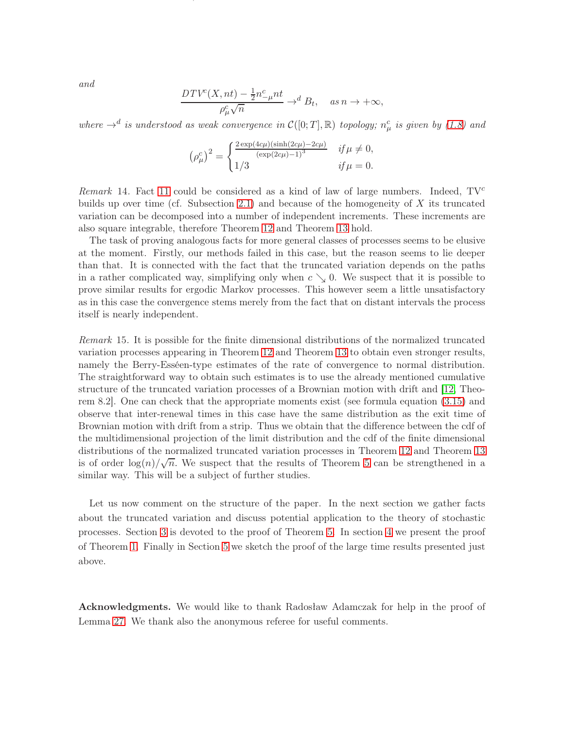*and*

$$\frac{DTV^c(X,nt)-\frac{1}{2}n^c_{-\mu}nt}{\rho^c_\mu\sqrt{n}}\to^d B_t,\quad as\, n\to+\infty,$$

*where* $\to^d$ *is understood as weak convergence in* $\mathcal{C}([0;T],\mathbb{R})$ *topology;* $n^c_\mu$ *is given by (1.8) and*

$$\left(\rho^c_\mu\right)^2=\begin{cases}\frac{2\exp(4c\mu)(\sinh(2c\mu)-2c\mu)}{(\exp(2c\mu)-1)^3} & if\, \mu\neq 0,\\ 1/3 & if\, \mu=0.\end{cases}$$

*Remark* 14. Fact 11 could be considered as a kind of law of large numbers. Indeed, $\mathrm{TV}^c$ builds up over time (cf. Subsection 2.1) and because of the homogeneity of $X$ its truncated variation can be decomposed into a number of independent increments. These increments are also square integrable, therefore Theorem 12 and Theorem 13 hold.

The task of proving analogous facts for more general classes of processes seems to be elusive at the moment. Firstly, our methods failed in this case, but the reason seems to lie deeper than that. It is connected with the fact that the truncated variation depends on the paths in a rather complicated way, simplifying only when $c\searrow 0$. We suspect that it is possible to prove similar results for ergodic Markov processes. This however seem a little unsatisfactory as in this case the convergence stems merely from the fact that on distant intervals the process itself is nearly independent.

*Remark* 15. It is possible for the finite dimensional distributions of the normalized truncated variation processes appearing in Theorem 12 and Theorem 13 to obtain even stronger results, namely the Berry-Esséen-type estimates of the rate of convergence to normal distribution. The straightforward way to obtain such estimates is to use the already mentioned cumulative structure of the truncated variation processes of a Brownian motion with drift and [12, Theorem 8.2]. One can check that the appropriate moments exist (see formula equation (3.15) and observe that inter-renewal times in this case have the same distribution as the exit time of Brownian motion with drift from a strip. Thus we obtain that the difference between the cdf of the multidimensional projection of the limit distribution and the cdf of the finite dimensional distributions of the normalized truncated variation processes in Theorem 12 and Theorem 13 is of order $\log(n)/\sqrt{n}$. We suspect that the results of Theorem 5 can be strengthened in a similar way. This will be a subject of further studies.

Let us now comment on the structure of the paper. In the next section we gather facts about the truncated variation and discuss potential application to the theory of stochastic processes. Section 3 is devoted to the proof of Theorem 5. In section 4 we present the proof of Theorem 1. Finally in Section 5 we sketch the proof of the large time results presented just above.

**Acknowledgments.** We would like to thank Radosław Adamczak for help in the proof of Lemma 27. We thank also the anonymous referee for useful comments.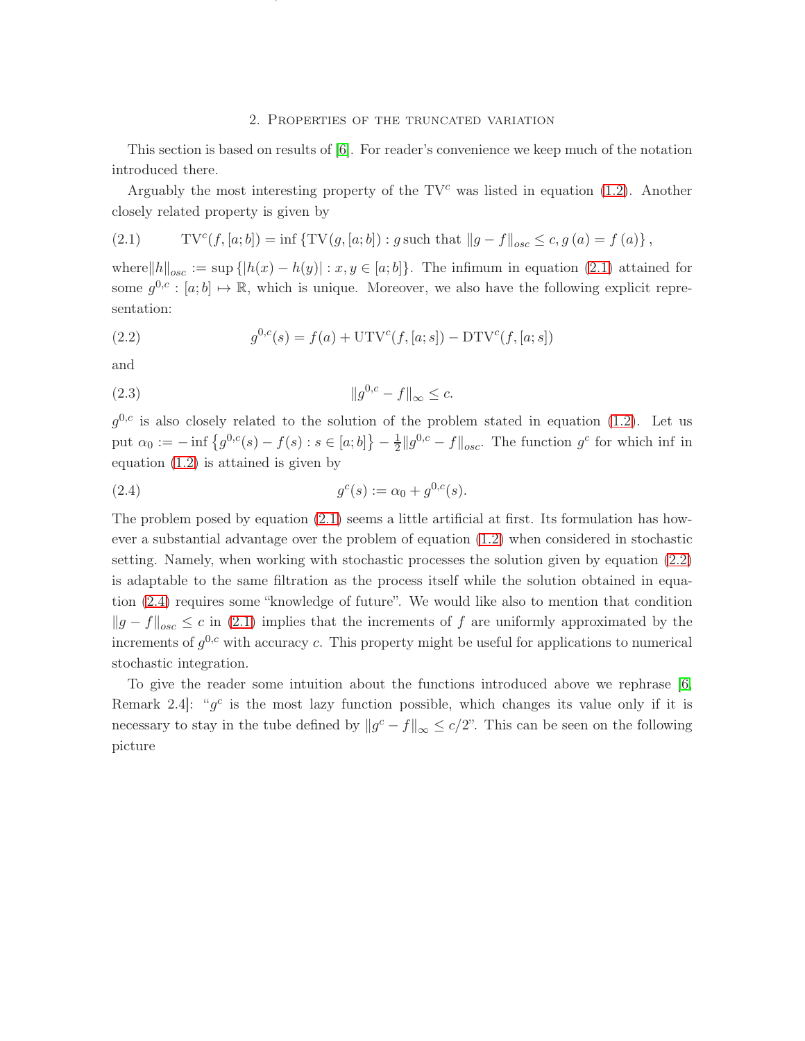## 2. Properties of the truncated variation

This section is based on results of [6]. For reader's convenience we keep much of the notation introduced there.

Arguably the most interesting property of the $\mathrm{TV}^c$ was listed in equation (1.2). Another closely related property is given by

$$\mathrm{TV}^c(f,[a;b]) = \inf\left\{\mathrm{TV}(g,[a;b]) : g \text{ such that } \|g-f\|_{osc} \leq c, g\left(a\right) = f\left(a\right)\right\}, \tag{2.1}$$

where $\|h\|_{osc} := \sup\left\{|h(x)-h(y)| : x,y \in [a;b]\right\}$. The infimum in equation (2.1) attained for some $g^{0,c} : [a;b] \mapsto \mathbb{R}$, which is unique. Moreover, we also have the following explicit representation:

$$g^{0,c}(s) = f(a) + \mathrm{UTV}^c(f,[a;s]) - \mathrm{DTV}^c(f,[a;s]) \tag{2.2}$$

and

$$\|g^{0,c} - f\|_\infty \leq c. \tag{2.3}$$

$g^{0,c}$ is also closely related to the solution of the problem stated in equation (1.2). Let us put $\alpha_0 := -\inf\left\{g^{0,c}(s) - f(s) : s \in [a;b]\right\} - \frac{1}{2}\|g^{0,c} - f\|_{osc}$. The function $g^c$ for which inf in equation (1.2) is attained is given by

$$g^c(s) := \alpha_0 + g^{0,c}(s). \tag{2.4}$$

The problem posed by equation (2.1) seems a little artificial at first. Its formulation has however a substantial advantage over the problem of equation (1.2) when considered in stochastic setting. Namely, when working with stochastic processes the solution given by equation (2.2) is adaptable to the same filtration as the process itself while the solution obtained in equation (2.4) requires some "knowledge of future". We would like also to mention that condition $\|g-f\|_{osc} \leq c$ in (2.1) implies that the increments of $f$ are uniformly approximated by the increments of $g^{0,c}$ with accuracy $c$. This property might be useful for applications to numerical stochastic integration.

To give the reader some intuition about the functions introduced above we rephrase [6, Remark 2.4]: "$g^c$ is the most lazy function possible, which changes its value only if it is necessary to stay in the tube defined by $\|g^c - f\|_\infty \leq c/2$". This can be seen on the following picture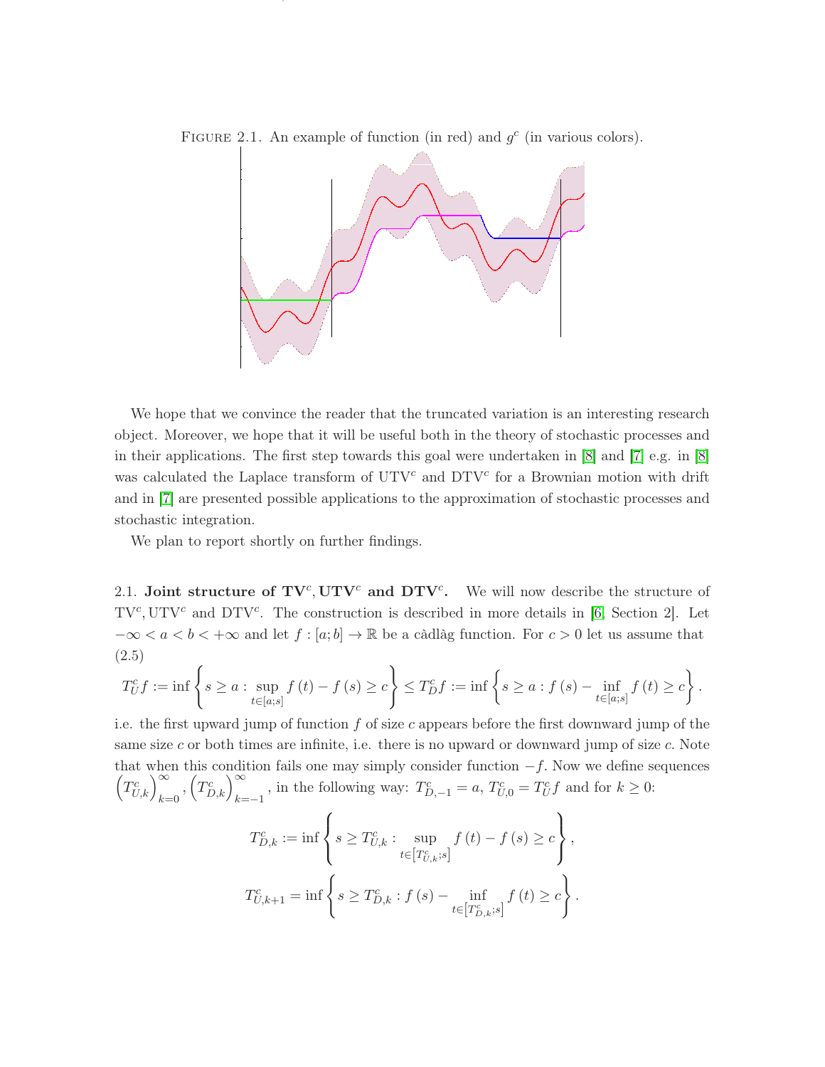Figure 2.1. An example of function (in red) and $g^c$ (in various colors).

We hope that we convince the reader that the truncated variation is an interesting research object. Moreover, we hope that it will be useful both in the theory of stochastic processes and in their applications. The first step towards this goal were undertaken in [8] and [7] e.g. in [8] was calculated the Laplace transform of $\mathrm{UTV}^c$ and $\mathrm{DTV}^c$ for a Brownian motion with drift and in [7] are presented possible applications to the approximation of stochastic processes and stochastic integration.

We plan to report shortly on further findings.

2.1. **Joint structure of $\mathbf{TV}^c, \mathbf{UTV}^c$ and $\mathbf{DTV}^c$.** We will now describe the structure of $\mathrm{TV}^c, \mathrm{UTV}^c$ and $\mathrm{DTV}^c$. The construction is described in more details in [6, Section 2]. Let $-\infty < a < b < +\infty$ and let $f : [a;b] \to \mathbb{R}$ be a càdlàg function. For $c > 0$ let us assume that (2.5)

$$T_U^c f := \inf\left\{ s \geq a : \sup_{t \in [a;s]} f(t) - f(s) \geq c \right\} \leq T_D^c f := \inf\left\{ s \geq a : f(s) - \inf_{t \in [a;s]} f(t) \geq c \right\}.$$

i.e. the first upward jump of function $f$ of size $c$ appears before the first downward jump of the same size $c$ or both times are infinite, i.e. there is no upward or downward jump of size $c$. Note that when this condition fails one may simply consider function $-f$. Now we define sequences $\left(T_{U,k}^c\right)_{k=0}^{\infty}, \left(T_{D,k}^c\right)_{k=-1}^{\infty}$, in the following way: $T_{D,-1}^c = a$, $T_{U,0}^c = T_U^c f$ and for $k \geq 0$:

$$T_{D,k}^c := \inf\left\{ s \geq T_{U,k}^c : \sup_{t \in \left[T_{U,k}^c; s\right]} f(t) - f(s) \geq c \right\},$$

$$T_{U,k+1}^c = \inf\left\{ s \geq T_{D,k}^c : f(s) - \inf_{t \in \left[T_{D,k}^c; s\right]} f(t) \geq c \right\}.$$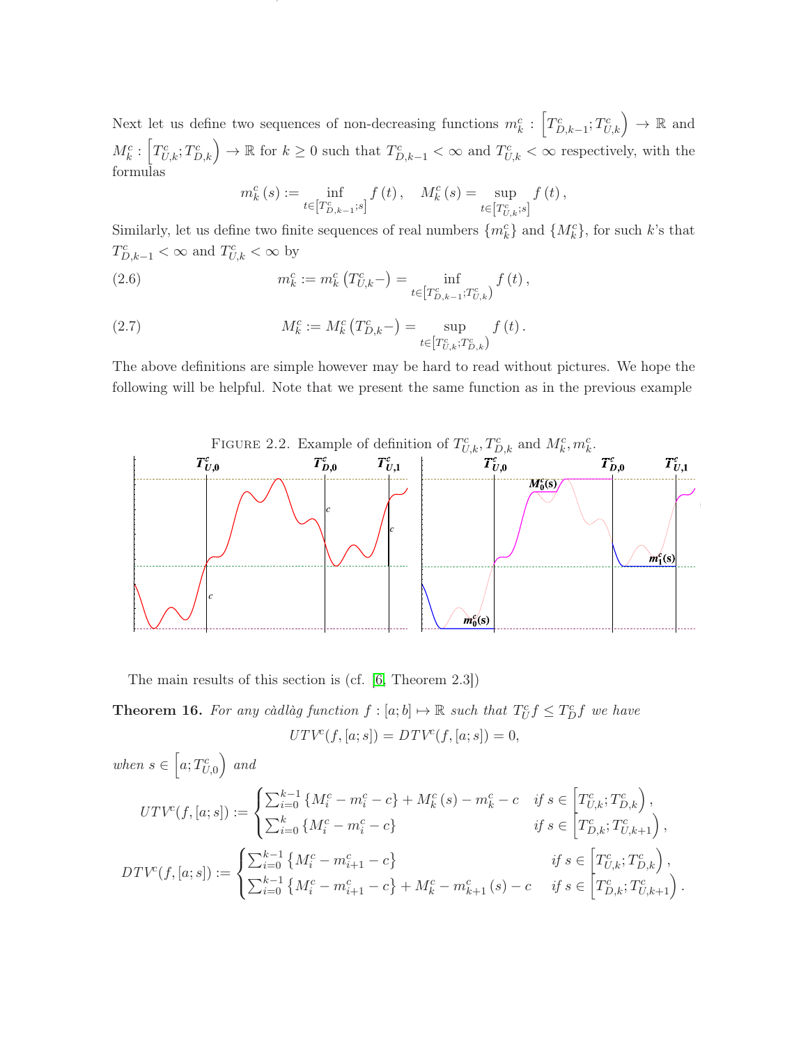Next let us define two sequences of non-decreasing functions $m_k^c : \left[T_{D,k-1}^c; T_{U,k}^c\right) \to \mathbb{R}$ and $M_k^c : \left[T_{U,k}^c; T_{D,k}^c\right) \to \mathbb{R}$ for $k \geq 0$ such that $T_{D,k-1}^c < \infty$ and $T_{U,k}^c < \infty$ respectively, with the formulas

$$m_k^c(s) := \inf_{t \in \left[T_{D,k-1}^c; s\right]} f(t), \quad M_k^c(s) = \sup_{t \in \left[T_{U,k}^c; s\right]} f(t),$$

Similarly, let us define two finite sequences of real numbers $\{m_k^c\}$ and $\{M_k^c\}$, for such $k$'s that $T_{D,k-1}^c < \infty$ and $T_{U,k}^c < \infty$ by

$$m_k^c := m_k^c\left(T_{U,k}^c -\right) = \inf_{t \in \left[T_{D,k-1}^c; T_{U,k}^c\right)} f(t), \tag{2.6}$$

$$M_k^c := M_k^c\left(T_{D,k}^c -\right) = \sup_{t \in \left[T_{U,k}^c; T_{D,k}^c\right)} f(t). \tag{2.7}$$

The above definitions are simple however may be hard to read without pictures. We hope the following will be helpful. Note that we present the same function as in the previous example

FIGURE 2.2. Example of definition of $T_{U,k}^c, T_{D,k}^c$ and $M_k^c, m_k^c$.

The main results of this section is (cf. [6, Theorem 2.3])

**Theorem 16.** *For any càdlàg function $f : [a; b] \mapsto \mathbb{R}$ such that $T_U^c f \leq T_D^c f$ we have*

$$UTV^c(f, [a; s]) = DTV^c(f, [a; s]) = 0,$$

*when $s \in \left[a; T_{U,0}^c\right)$ and*

$$UTV^c(f, [a; s]) := \begin{cases} \sum_{i=0}^{k-1} \left\{M_i^c - m_i^c - c\right\} + M_k^c(s) - m_k^c - c & \text{if } s \in \left[T_{U,k}^c; T_{D,k}^c\right), \\ \sum_{i=0}^{k} \left\{M_i^c - m_i^c - c\right\} & \text{if } s \in \left[T_{D,k}^c; T_{U,k+1}^c\right), \end{cases}$$

$$DTV^c(f, [a; s]) := \begin{cases} \sum_{i=0}^{k-1} \left\{M_i^c - m_{i+1}^c - c\right\} & \text{if } s \in \left[T_{U,k}^c; T_{D,k}^c\right), \\ \sum_{i=0}^{k-1} \left\{M_i^c - m_{i+1}^c - c\right\} + M_k^c - m_{k+1}^c(s) - c & \text{if } s \in \left[T_{D,k}^c; T_{U,k+1}^c\right). \end{cases}$$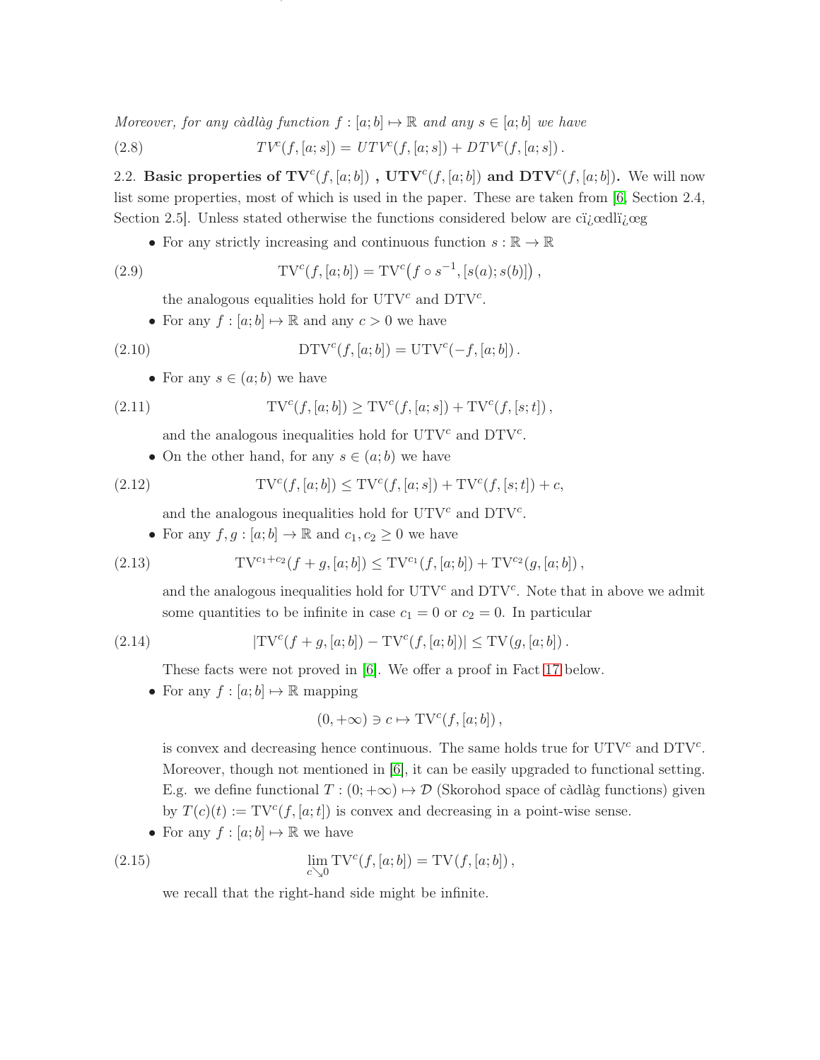*Moreover, for any càdlàg function $f : [a;b] \mapsto \mathbb{R}$ and any $s \in [a;b]$ we have*

$$TV^c(f, [a;s]) = UTV^c(f, [a;s]) + DTV^c(f, [a;s]) \,. \tag{2.8}$$

2.2. **Basic properties of $\mathbf{TV}^c(f, [a;b])$ , $\mathbf{UTV}^c(f, [a;b])$ and $\mathbf{DTV}^c(f, [a;b])$.** We will now list some properties, most of which is used in the paper. These are taken from [6, Section 2.4, Section 2.5]. Unless stated otherwise the functions considered below are cï¿œdlï¿œg

- For any strictly increasing and continuous function $s : \mathbb{R} \to \mathbb{R}$

$$\mathrm{TV}^c(f, [a;b]) = \mathrm{TV}^c\big(f \circ s^{-1}, [s(a); s(b)]\big) \,, \tag{2.9}$$

  the analogous equalities hold for $\mathrm{UTV}^c$ and $\mathrm{DTV}^c$.

- For any $f : [a;b] \mapsto \mathbb{R}$ and any $c > 0$ we have

$$\mathrm{DTV}^c(f, [a;b]) = \mathrm{UTV}^c(-f, [a;b]) \,. \tag{2.10}$$

- For any $s \in (a;b)$ we have

$$\mathrm{TV}^c(f, [a;b]) \geq \mathrm{TV}^c(f, [a;s]) + \mathrm{TV}^c(f, [s;t]) \,, \tag{2.11}$$

  and the analogous inequalities hold for $\mathrm{UTV}^c$ and $\mathrm{DTV}^c$.

- On the other hand, for any $s \in (a;b)$ we have

$$\mathrm{TV}^c(f, [a;b]) \leq \mathrm{TV}^c(f, [a;s]) + \mathrm{TV}^c(f, [s;t]) + c, \tag{2.12}$$

  and the analogous inequalities hold for $\mathrm{UTV}^c$ and $\mathrm{DTV}^c$.

- For any $f, g : [a;b] \to \mathbb{R}$ and $c_1, c_2 \geq 0$ we have

$$\mathrm{TV}^{c_1+c_2}(f+g, [a;b]) \leq \mathrm{TV}^{c_1}(f, [a;b]) + \mathrm{TV}^{c_2}(g, [a;b]) \,, \tag{2.13}$$

  and the analogous inequalities hold for $\mathrm{UTV}^c$ and $\mathrm{DTV}^c$. Note that in above we admit some quantities to be infinite in case $c_1 = 0$ or $c_2 = 0$. In particular

$$|\mathrm{TV}^c(f+g, [a;b]) - \mathrm{TV}^c(f, [a;b])| \leq \mathrm{TV}(g, [a;b]) \,. \tag{2.14}$$

  These facts were not proved in [6]. We offer a proof in Fact 17 below.

- For any $f : [a;b] \mapsto \mathbb{R}$ mapping

$$(0, +\infty) \ni c \mapsto \mathrm{TV}^c(f, [a;b]) \,,$$

  is convex and decreasing hence continuous. The same holds true for $\mathrm{UTV}^c$ and $\mathrm{DTV}^c$. Moreover, though not mentioned in [6], it can be easily upgraded to functional setting. E.g. we define functional $T : (0; +\infty) \mapsto \mathcal{D}$ (Skorohod space of càdlàg functions) given by $T(c)(t) := \mathrm{TV}^c(f, [a;t])$ is convex and decreasing in a point-wise sense.

- For any $f : [a;b] \mapsto \mathbb{R}$ we have

$$\lim_{c \searrow 0} \mathrm{TV}^c(f, [a;b]) = \mathrm{TV}(f, [a;b]) \,, \tag{2.15}$$

  we recall that the right-hand side might be infinite.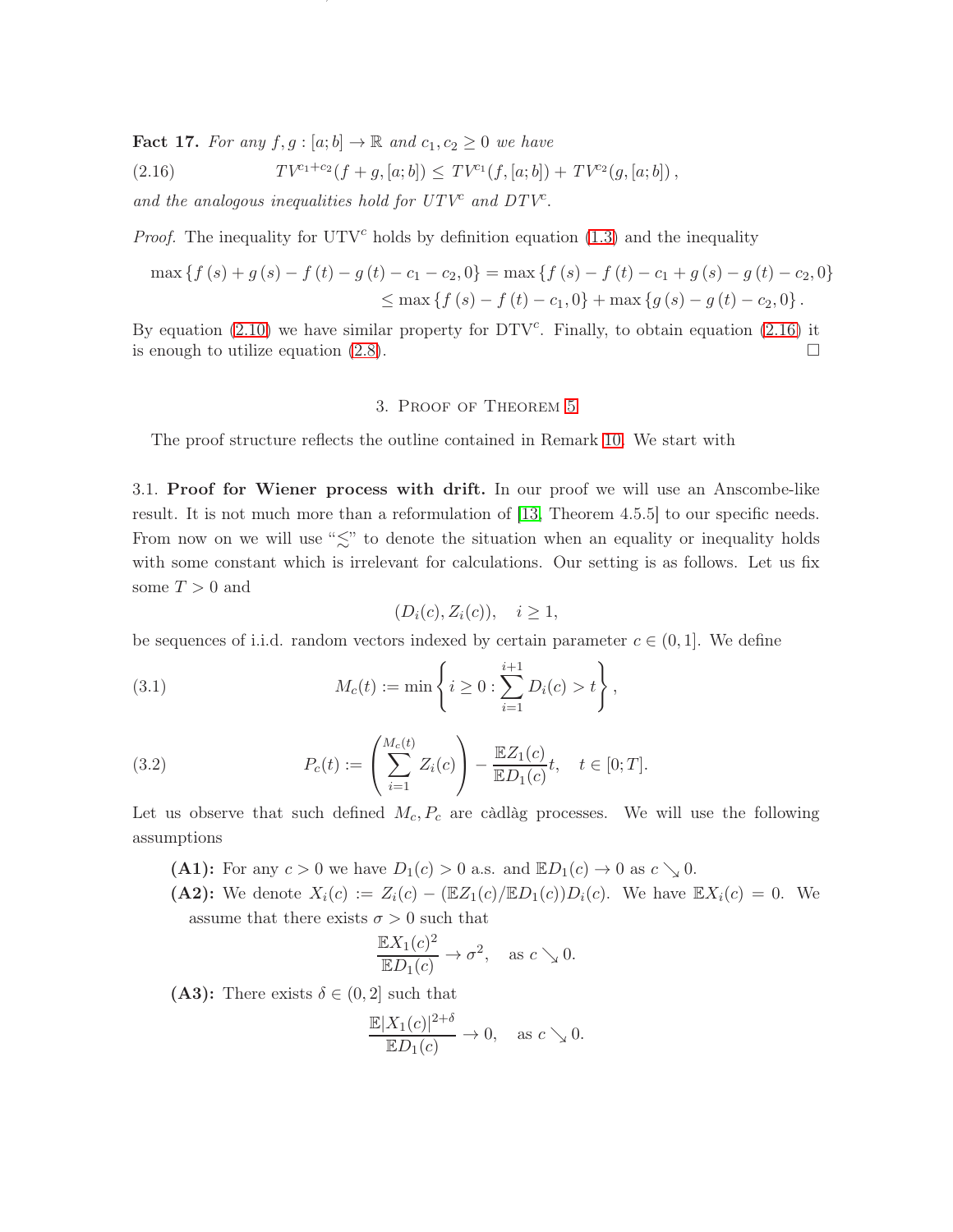**Fact 17.** *For any $f, g : [a; b] \to \mathbb{R}$ and $c_1, c_2 \geq 0$ we have*

$$TV^{c_1+c_2}(f+g,[a;b]) \leq TV^{c_1}(f,[a;b]) + TV^{c_2}(g,[a;b])\,, \tag{2.16}$$

*and the analogous inequalities hold for $UTV^c$ and $DTV^c$.*

*Proof.* The inequality for $\mathrm{UTV}^c$ holds by definition equation (1.3) and the inequality

$$\begin{aligned}\max\{f(s)+g(s)-f(t)-g(t)-c_1-c_2,0\} &= \max\{f(s)-f(t)-c_1+g(s)-g(t)-c_2,0\}\\ &\leq \max\{f(s)-f(t)-c_1,0\}+\max\{g(s)-g(t)-c_2,0\}.\end{aligned}$$

By equation (2.10) we have similar property for $\mathrm{DTV}^c$. Finally, to obtain equation (2.16) it is enough to utilize equation (2.8). □

## 3. Proof of Theorem 5

The proof structure reflects the outline contained in Remark 10. We start with

3.1. **Proof for Wiener process with drift.** In our proof we will use an Anscombe-like result. It is not much more than a reformulation of [13, Theorem 4.5.5] to our specific needs. From now on we will use "$\lesssim$" to denote the situation when an equality or inequality holds with some constant which is irrelevant for calculations. Our setting is as follows. Let us fix some $T > 0$ and

$$(D_i(c), Z_i(c)), \quad i \geq 1,$$

be sequences of i.i.d. random vectors indexed by certain parameter $c \in (0, 1]$. We define

$$M_c(t) := \min\left\{ i \geq 0 : \sum_{i=1}^{i+1} D_i(c) > t \right\}, \tag{3.1}$$

$$P_c(t) := \left(\sum_{i=1}^{M_c(t)} Z_i(c)\right) - \frac{\mathbb{E}Z_1(c)}{\mathbb{E}D_1(c)}t, \quad t \in [0;T]. \tag{3.2}$$

Let us observe that such defined $M_c, P_c$ are càdlàg processes. We will use the following assumptions

- **(A1):** For any $c > 0$ we have $D_1(c) > 0$ a.s. and $\mathbb{E}D_1(c) \to 0$ as $c \searrow 0$.
- **(A2):** We denote $X_i(c) := Z_i(c) - (\mathbb{E}Z_1(c)/\mathbb{E}D_1(c))D_i(c)$. We have $\mathbb{E}X_i(c) = 0$. We assume that there exists $\sigma > 0$ such that
$$\frac{\mathbb{E}X_1(c)^2}{\mathbb{E}D_1(c)} \to \sigma^2, \quad \text{as } c \searrow 0.$$
- **(A3):** There exists $\delta \in (0, 2]$ such that
$$\frac{\mathbb{E}|X_1(c)|^{2+\delta}}{\mathbb{E}D_1(c)} \to 0, \quad \text{as } c \searrow 0.$$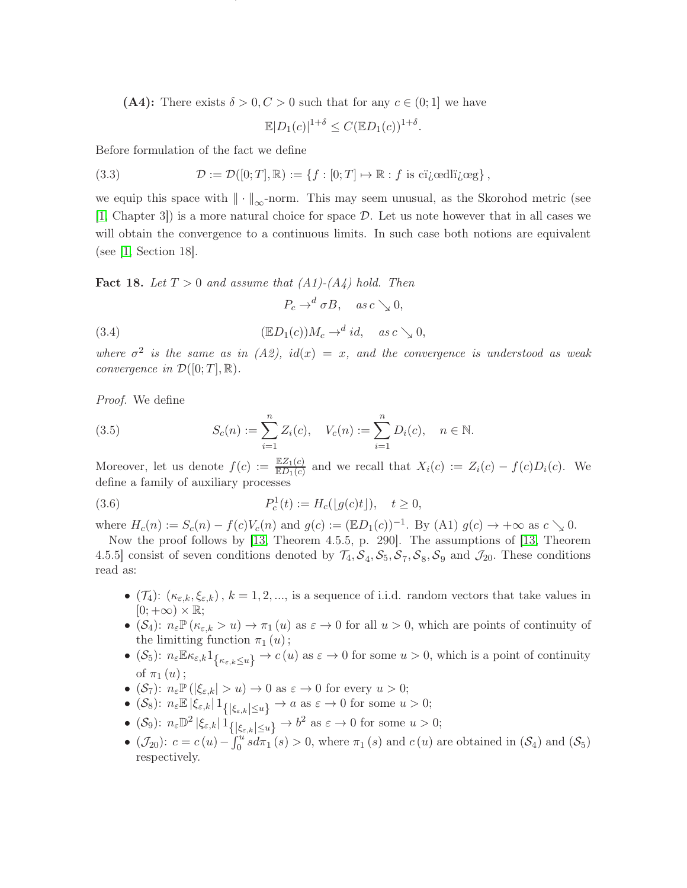**(A4):** There exists $\delta > 0, C > 0$ such that for any $c \in (0;1]$ we have

$$\mathbb{E}|D_1(c)|^{1+\delta} \leq C(\mathbb{E}D_1(c))^{1+\delta}.$$

Before formulation of the fact we define

$$\mathcal{D} := \mathcal{D}([0;T], \mathbb{R}) := \{f : [0;T] \mapsto \mathbb{R} : f \text{ is cï¿œdlï¿œg}\}, \tag{3.3}$$

we equip this space with $\|\cdot\|_\infty$-norm. This may seem unusual, as the Skorohod metric (see [1, Chapter 3]) is a more natural choice for space $\mathcal{D}$. Let us note however that in all cases we will obtain the convergence to a continuous limits. In such case both notions are equivalent (see [1, Section 18].

**Fact 18.** *Let $T > 0$ and assume that (A1)-(A4) hold. Then*

$$P_c \to^d \sigma B, \quad \text{as } c \searrow 0,$$

$$(\mathbb{E}D_1(c))M_c \to^d id, \quad \text{as } c \searrow 0, \tag{3.4}$$

*where $\sigma^2$ is the same as in (A2), $id(x) = x$, and the convergence is understood as weak convergence in $\mathcal{D}([0;T], \mathbb{R})$.*

*Proof.* We define

$$S_c(n) := \sum_{i=1}^{n} Z_i(c), \quad V_c(n) := \sum_{i=1}^{n} D_i(c), \quad n \in \mathbb{N}. \tag{3.5}$$

Moreover, let us denote $f(c) := \frac{\mathbb{E}Z_1(c)}{\mathbb{E}D_1(c)}$ and we recall that $X_i(c) := Z_i(c) - f(c)D_i(c)$. We define a family of auxiliary processes

$$P_c^1(t) := H_c(\lfloor g(c)t \rfloor), \quad t \geq 0, \tag{3.6}$$

where $H_c(n) := S_c(n) - f(c)V_c(n)$ and $g(c) := (\mathbb{E}D_1(c))^{-1}$. By (A1) $g(c) \to +\infty$ as $c \searrow 0$.

Now the proof follows by [13, Theorem 4.5.5, p. 290]. The assumptions of [13, Theorem 4.5.5] consist of seven conditions denoted by $\mathcal{T}_4, \mathcal{S}_4, \mathcal{S}_5, \mathcal{S}_7, \mathcal{S}_8, \mathcal{S}_9$ and $\mathcal{J}_{20}$. These conditions read as:

- ($\mathcal{T}_4$): $(\kappa_{\varepsilon,k}, \xi_{\varepsilon,k})$, $k = 1, 2, \ldots$, is a sequence of i.i.d. random vectors that take values in $[0; +\infty) \times \mathbb{R}$;
- ($\mathcal{S}_4$): $n_\varepsilon \mathbb{P}(\kappa_{\varepsilon,k} > u) \to \pi_1(u)$ as $\varepsilon \to 0$ for all $u > 0$, which are points of continuity of the limitting function $\pi_1(u)$;
- ($\mathcal{S}_5$): $n_\varepsilon \mathbb{E}\kappa_{\varepsilon,k} 1_{\{\kappa_{\varepsilon,k} \leq u\}} \to c(u)$ as $\varepsilon \to 0$ for some $u > 0$, which is a point of continuity of $\pi_1(u)$;
- ($\mathcal{S}_7$): $n_\varepsilon \mathbb{P}(|\xi_{\varepsilon,k}| > u) \to 0$ as $\varepsilon \to 0$ for every $u > 0$;
- ($\mathcal{S}_8$): $n_\varepsilon \mathbb{E}|\xi_{\varepsilon,k}| 1_{\{|\xi_{\varepsilon,k}| \leq u\}} \to a$ as $\varepsilon \to 0$ for some $u > 0$;
- ($\mathcal{S}_9$): $n_\varepsilon \mathbb{D}^2 |\xi_{\varepsilon,k}| 1_{\{|\xi_{\varepsilon,k}| \leq u\}} \to b^2$ as $\varepsilon \to 0$ for some $u > 0$;
- ($\mathcal{J}_{20}$): $c = c(u) - \int_0^u s d\pi_1(s) > 0$, where $\pi_1(s)$ and $c(u)$ are obtained in ($\mathcal{S}_4$) and ($\mathcal{S}_5$) respectively.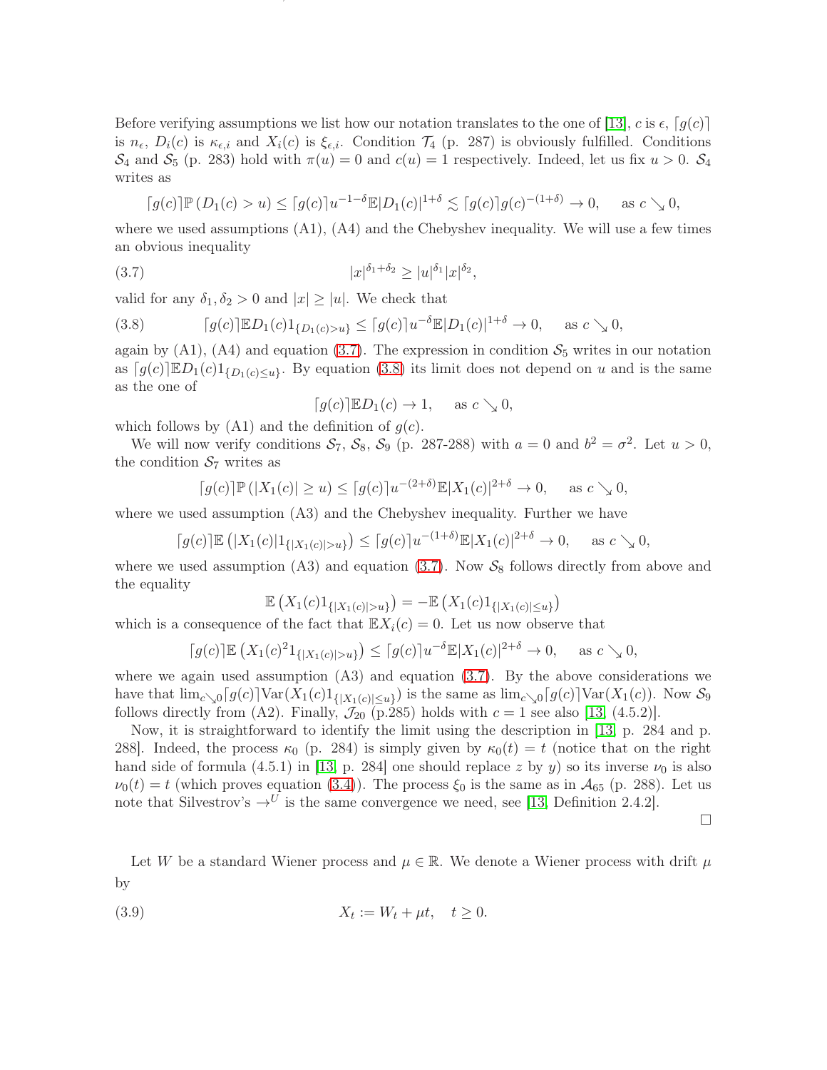Before verifying assumptions we list how our notation translates to the one of [13], $c$ is $\epsilon$, $\lceil g(c) \rceil$ is $n_\epsilon$, $D_i(c)$ is $\kappa_{\epsilon,i}$ and $X_i(c)$ is $\xi_{\epsilon,i}$. Condition $\mathcal{T}_4$ (p. 287) is obviously fulfilled. Conditions $\mathcal{S}_4$ and $\mathcal{S}_5$ (p. 283) hold with $\pi(u) = 0$ and $c(u) = 1$ respectively. Indeed, let us fix $u > 0$. $\mathcal{S}_4$ writes as

$$\lceil g(c) \rceil \mathbb{P}\left(D_1(c) > u\right) \leq \lceil g(c) \rceil u^{-1-\delta} \mathbb{E}|D_1(c)|^{1+\delta} \lesssim \lceil g(c) \rceil g(c)^{-(1+\delta)} \to 0, \quad \text{as } c \searrow 0,$$

where we used assumptions (A1), (A4) and the Chebyshev inequality. We will use a few times an obvious inequality

$$|x|^{\delta_1+\delta_2} \geq |u|^{\delta_1}|x|^{\delta_2}, \tag{3.7}$$

valid for any $\delta_1, \delta_2 > 0$ and $|x| \geq |u|$. We check that

$$\lceil g(c) \rceil \mathbb{E} D_1(c) 1_{\{D_1(c) > u\}} \leq \lceil g(c) \rceil u^{-\delta} \mathbb{E}|D_1(c)|^{1+\delta} \to 0, \quad \text{as } c \searrow 0, \tag{3.8}$$

again by (A1), (A4) and equation (3.7). The expression in condition $\mathcal{S}_5$ writes in our notation as $\lceil g(c) \rceil \mathbb{E} D_1(c) 1_{\{D_1(c) \leq u\}}$. By equation (3.8) its limit does not depend on $u$ and is the same as the one of

$$\lceil g(c) \rceil \mathbb{E} D_1(c) \to 1, \quad \text{as } c \searrow 0,$$

which follows by (A1) and the definition of $g(c)$.

We will now verify conditions $\mathcal{S}_7$, $\mathcal{S}_8$, $\mathcal{S}_9$ (p. 287-288) with $a = 0$ and $b^2 = \sigma^2$. Let $u > 0$, the condition $\mathcal{S}_7$ writes as

$$\lceil g(c) \rceil \mathbb{P}\left(|X_1(c)| \geq u\right) \leq \lceil g(c) \rceil u^{-(2+\delta)} \mathbb{E}|X_1(c)|^{2+\delta} \to 0, \quad \text{as } c \searrow 0,$$

where we used assumption (A3) and the Chebyshev inequality. Further we have

$$\lceil g(c) \rceil \mathbb{E}\left(|X_1(c)| 1_{\{|X_1(c)| > u\}}\right) \leq \lceil g(c) \rceil u^{-(1+\delta)} \mathbb{E}|X_1(c)|^{2+\delta} \to 0, \quad \text{as } c \searrow 0,$$

where we used assumption (A3) and equation (3.7). Now $\mathcal{S}_8$ follows directly from above and the equality

$$\mathbb{E}\left(X_1(c) 1_{\{|X_1(c)| > u\}}\right) = -\mathbb{E}\left(X_1(c) 1_{\{|X_1(c)| \leq u\}}\right)$$

which is a consequence of the fact that $\mathbb{E} X_i(c) = 0$. Let us now observe that

$$\lceil g(c) \rceil \mathbb{E}\left(X_1(c)^2 1_{\{|X_1(c)| > u\}}\right) \leq \lceil g(c) \rceil u^{-\delta} \mathbb{E}|X_1(c)|^{2+\delta} \to 0, \quad \text{as } c \searrow 0,$$

where we again used assumption (A3) and equation (3.7). By the above considerations we have that $\lim_{c \searrow 0} \lceil g(c) \rceil \operatorname{Var}(X_1(c) 1_{\{|X_1(c)| \leq u\}})$ is the same as $\lim_{c \searrow 0} \lceil g(c) \rceil \operatorname{Var}(X_1(c))$. Now $\mathcal{S}_9$ follows directly from (A2). Finally, $\mathcal{J}_{20}$ (p.285) holds with $c = 1$ see also [13, (4.5.2)].

Now, it is straightforward to identify the limit using the description in [13, p. 284 and p. 288]. Indeed, the process $\kappa_0$ (p. 284) is simply given by $\kappa_0(t) = t$ (notice that on the right hand side of formula (4.5.1) in [13, p. 284] one should replace $z$ by $y$) so its inverse $\nu_0$ is also $\nu_0(t) = t$ (which proves equation (3.4)). The process $\xi_0$ is the same as in $\mathcal{A}_{65}$ (p. 288). Let us note that Silvestrov's $\to^U$ is the same convergence we need, see [13, Definition 2.4.2].

□

Let $W$ be a standard Wiener process and $\mu \in \mathbb{R}$. We denote a Wiener process with drift $\mu$ by

$$X_t := W_t + \mu t, \quad t \geq 0. \tag{3.9}$$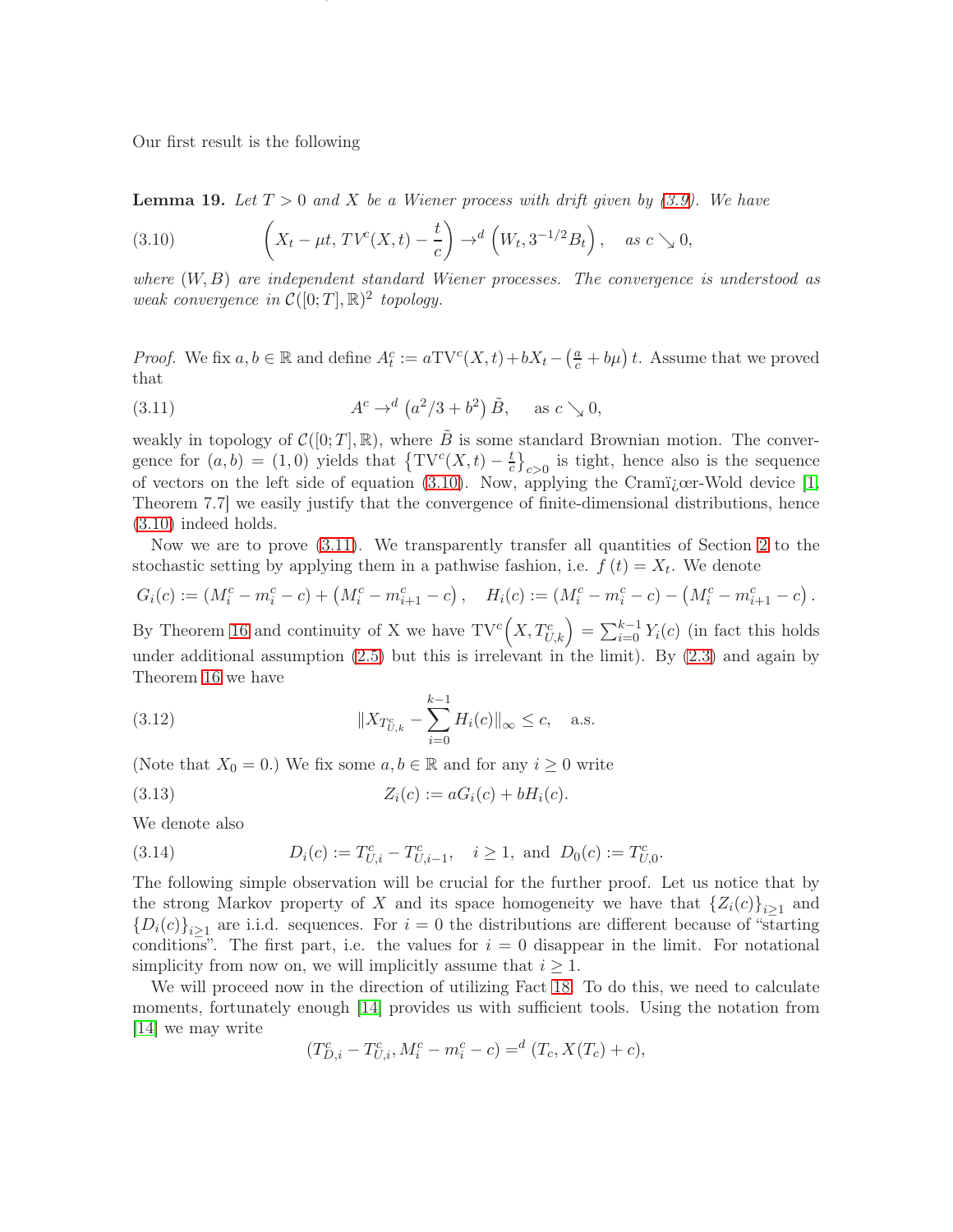Our first result is the following

**Lemma 19.** *Let $T>0$ and $X$ be a Wiener process with drift given by (3.9). We have*

$$\left(X_t-\mu t,\, TV^c(X,t)-\frac{t}{c}\right)\to^d\left(W_t,3^{-1/2}B_t\right),\quad \text{as } c\searrow 0, \tag{3.10}$$

*where $(W,B)$ are independent standard Wiener processes. The convergence is understood as weak convergence in $\mathcal{C}([0;T],\mathbb{R})^2$ topology.*

*Proof.* We fix $a,b\in\mathbb{R}$ and define $A_t^c:=a\mathrm{TV}^c(X,t)+bX_t-\left(\frac{a}{c}+b\mu\right)t$. Assume that we proved that

$$A^c\to^d\left(a^2/3+b^2\right)\tilde{B},\quad \text{as } c\searrow 0, \tag{3.11}$$

weakly in topology of $\mathcal{C}([0;T],\mathbb{R})$, where $\tilde{B}$ is some standard Brownian motion. The convergence for $(a,b)=(1,0)$ yields that $\left\{\mathrm{TV}^c(X,t)-\frac{t}{c}\right\}_{c>0}$ is tight, hence also is the sequence of vectors on the left side of equation (3.10). Now, applying the Cramï¿œer-Wold device [1, Theorem 7.7] we easily justify that the convergence of finite-dimensional distributions, hence (3.10) indeed holds.

Now we are to prove (3.11). We transparently transfer all quantities of Section 2 to the stochastic setting by applying them in a pathwise fashion, i.e. $f(t)=X_t$. We denote

$$G_i(c):=(M_i^c-m_i^c-c)+\left(M_i^c-m_{i+1}^c-c\right),\quad H_i(c):=(M_i^c-m_i^c-c)-\left(M_i^c-m_{i+1}^c-c\right).$$

By Theorem 16 and continuity of X we have $\mathrm{TV}^c\left(X,T_{U,k}^c\right)=\sum_{i=0}^{k-1}Y_i(c)$ (in fact this holds under additional assumption (2.5) but this is irrelevant in the limit). By (2.3) and again by Theorem 16 we have

$$\|X_{T_{U,k}^c}-\sum_{i=0}^{k-1}H_i(c)\|_\infty\le c,\quad \text{a.s.} \tag{3.12}$$

(Note that $X_0=0$.) We fix some $a,b\in\mathbb{R}$ and for any $i\ge 0$ write

$$Z_i(c):=aG_i(c)+bH_i(c). \tag{3.13}$$

We denote also

$$D_i(c):=T_{U,i}^c-T_{U,i-1}^c,\quad i\ge 1,\ \text{and}\ D_0(c):=T_{U,0}^c. \tag{3.14}$$

The following simple observation will be crucial for the further proof. Let us notice that by the strong Markov property of $X$ and its space homogeneity we have that $\{Z_i(c)\}_{i\ge1}$ and $\{D_i(c)\}_{i\ge1}$ are i.i.d. sequences. For $i=0$ the distributions are different because of "starting conditions". The first part, i.e. the values for $i=0$ disappear in the limit. For notational simplicity from now on, we will implicitly assume that $i\ge 1$.

We will proceed now in the direction of utilizing Fact 18. To do this, we need to calculate moments, fortunately enough [14] provides us with sufficient tools. Using the notation from [14] we may write

$$(T_{D,i}^c-T_{U,i}^c,M_i^c-m_i^c-c)=^d(T_c,X(T_c)+c),$$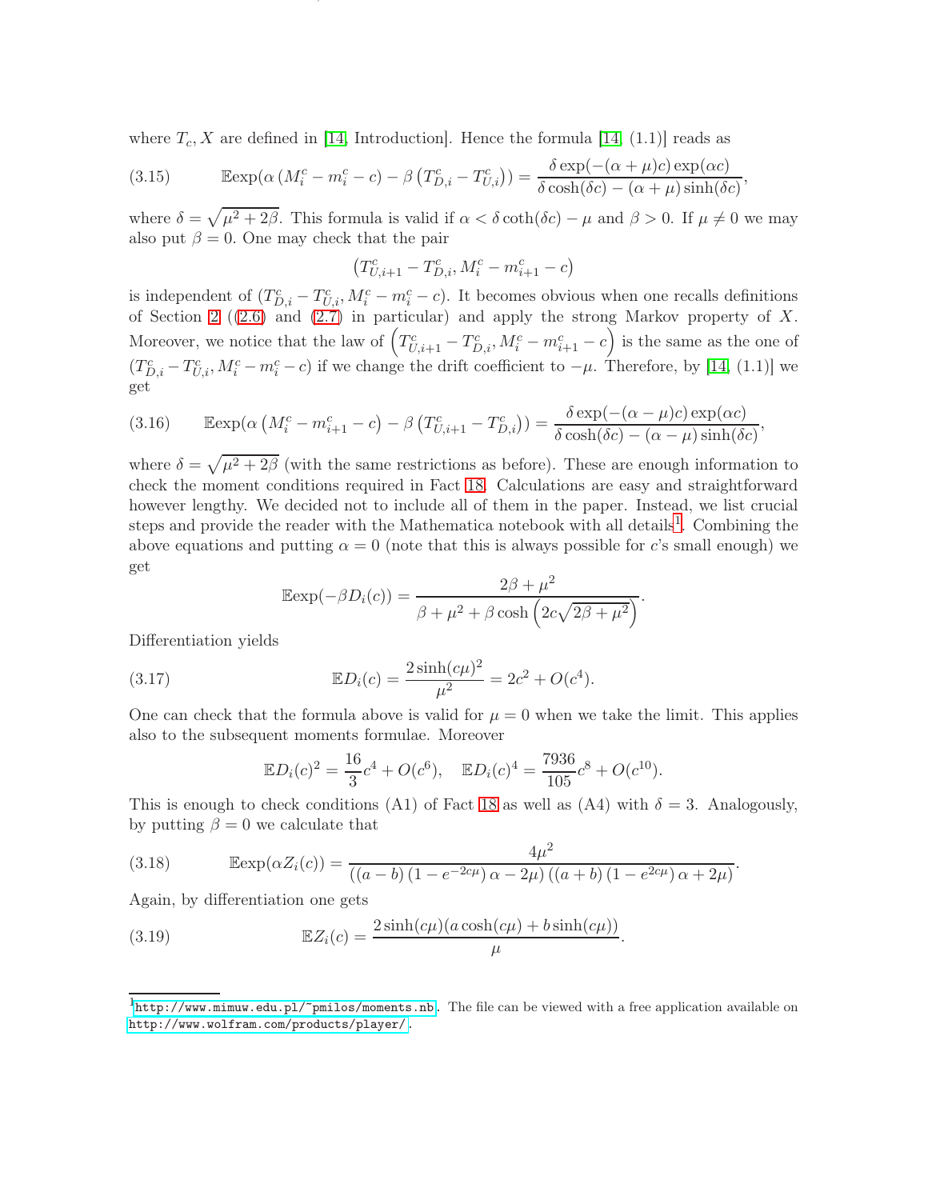where $T_c, X$ are defined in [14, Introduction]. Hence the formula [14, (1.1)] reads as

$$\mathbb{E}\exp(\alpha\left(M_i^c - m_i^c - c\right) - \beta\left(T_{D,i}^c - T_{U,i}^c\right)) = \frac{\delta\exp(-(\alpha+\mu)c)\exp(\alpha c)}{\delta\cosh(\delta c) - (\alpha+\mu)\sinh(\delta c)}, \tag{3.15}$$

where $\delta = \sqrt{\mu^2 + 2\beta}$. This formula is valid if $\alpha < \delta\coth(\delta c) - \mu$ and $\beta > 0$. If $\mu \neq 0$ we may also put $\beta = 0$. One may check that the pair

$$\left(T_{U,i+1}^c - T_{D,i}^c, M_i^c - m_{i+1}^c - c\right)$$

is independent of $(T_{D,i}^c - T_{U,i}^c, M_i^c - m_i^c - c)$. It becomes obvious when one recalls definitions of Section 2 ((2.6) and (2.7) in particular) and apply the strong Markov property of $X$. Moreover, we notice that the law of $\left(T_{U,i+1}^c - T_{D,i}^c, M_i^c - m_{i+1}^c - c\right)$ is the same as the one of $(T_{D,i}^c - T_{U,i}^c, M_i^c - m_i^c - c)$ if we change the drift coefficient to $-\mu$. Therefore, by [14, (1.1)] we get

$$\mathbb{E}\exp(\alpha\left(M_i^c - m_{i+1}^c - c\right) - \beta\left(T_{U,i+1}^c - T_{D,i}^c\right)) = \frac{\delta\exp(-(\alpha-\mu)c)\exp(\alpha c)}{\delta\cosh(\delta c) - (\alpha-\mu)\sinh(\delta c)}, \tag{3.16}$$

where $\delta = \sqrt{\mu^2 + 2\beta}$ (with the same restrictions as before). These are enough information to check the moment conditions required in Fact 18. Calculations are easy and straightforward however lengthy. We decided not to include all of them in the paper. Instead, we list crucial steps and provide the reader with the Mathematica notebook with all details[1]. Combining the above equations and putting $\alpha = 0$ (note that this is always possible for $c$'s small enough) we get

$$\mathbb{E}\exp(-\beta D_i(c)) = \frac{2\beta + \mu^2}{\beta + \mu^2 + \beta\cosh\left(2c\sqrt{2\beta + \mu^2}\right)}.$$

Differentiation yields

$$\mathbb{E}D_i(c) = \frac{2\sinh(c\mu)^2}{\mu^2} = 2c^2 + O(c^4). \tag{3.17}$$

One can check that the formula above is valid for $\mu = 0$ when we take the limit. This applies also to the subsequent moments formulae. Moreover

$$\mathbb{E}D_i(c)^2 = \frac{16}{3}c^4 + O(c^6), \quad \mathbb{E}D_i(c)^4 = \frac{7936}{105}c^8 + O(c^{10}).$$

This is enough to check conditions (A1) of Fact 18 as well as (A4) with $\delta = 3$. Analogously, by putting $\beta = 0$ we calculate that

$$\mathbb{E}\exp(\alpha Z_i(c)) = \frac{4\mu^2}{\left((a-b)\left(1-e^{-2c\mu}\right)\alpha - 2\mu\right)\left((a+b)\left(1-e^{2c\mu}\right)\alpha + 2\mu\right)}. \tag{3.18}$$

Again, by differentiation one gets

$$\mathbb{E}Z_i(c) = \frac{2\sinh(c\mu)(a\cosh(c\mu) + b\sinh(c\mu))}{\mu}. \tag{3.19}$$

[1] http://www.mimuw.edu.pl/~pmilos/moments.nb. The file can be viewed with a free application available on http://www.wolfram.com/products/player/.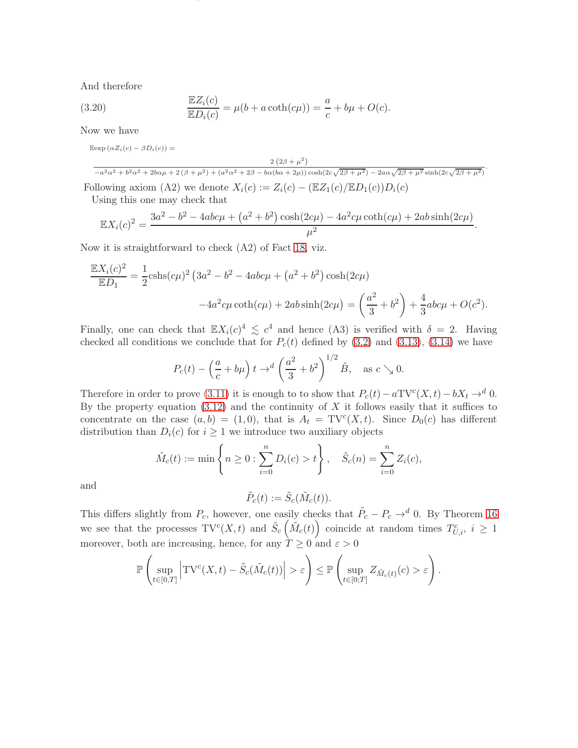And therefore

$$\frac{\mathbb{E}Z_i(c)}{\mathbb{E}D_i(c)} = \mu(b + a\coth(c\mu)) = \frac{a}{c} + b\mu + O(c). \tag{3.20}$$

Now we have

$$\mathbb{E}\exp\left(\alpha Z_i(c) - \beta D_i(c)\right) =$$

$$\frac{2\left(2\beta+\mu^2\right)}{-a^2\alpha^2+b^2\alpha^2+2b\alpha\mu+2\left(\beta+\mu^2\right)+\left(a^2\alpha^2+2\beta-b\alpha(b\alpha+2\mu)\right)\cosh(2c\sqrt{2\beta+\mu^2})-2a\alpha\sqrt{2\beta+\mu^2}\sinh(2c\sqrt{2\beta+\mu^2})}.$$

Following axiom (A2) we denote $X_i(c) := Z_i(c) - (\mathbb{E}Z_1(c)/\mathbb{E}D_1(c))D_i(c)$

Using this one may check that

$$\mathbb{E}X_i(c)^2 = \frac{3a^2 - b^2 - 4abc\mu + \left(a^2+b^2\right)\cosh(2c\mu) - 4a^2c\mu\coth(c\mu) + 2ab\sinh(2c\mu)}{\mu^2}.$$

Now it is straightforward to check (A2) of Fact 18, viz.

$$\frac{\mathbb{E}X_i(c)^2}{\mathbb{E}D_1} = \frac{1}{2}\mathrm{cshs}(c\mu)^2\left(3a^2 - b^2 - 4abc\mu + \left(a^2+b^2\right)\cosh(2c\mu)\right.$$
$$\left. - 4a^2c\mu\coth(c\mu) + 2ab\sinh(2c\mu)\right) = \left(\frac{a^2}{3} + b^2\right) + \frac{4}{3}abc\mu + O(c^2).$$

Finally, one can check that $\mathbb{E}X_i(c)^4 \lesssim c^4$ and hence (A3) is verified with $\delta = 2$. Having checked all conditions we conclude that for $P_c(t)$ defined by (3.2) and (3.13), (3.14) we have

$$P_c(t) - \left(\frac{a}{c} + b\mu\right)t \to^d \left(\frac{a^2}{3} + b^2\right)^{1/2}\tilde{B}, \quad \text{as } c \searrow 0.$$

Therefore in order to prove (3.11) it is enough to to show that $P_c(t) - a\mathrm{TV}^c(X,t) - bX_t \to^d 0$. By the property equation (3.12) and the continuity of $X$ it follows easily that it suffices to concentrate on the case $(a,b) = (1,0)$, that is $A_t = \mathrm{TV}^c(X,t)$. Since $D_0(c)$ has different distribution than $D_i(c)$ for $i \geq 1$ we introduce two auxiliary objects

$$\tilde{M}_c(t) := \min\left\{n \geq 0 : \sum_{i=0}^{n} D_i(c) > t\right\}, \quad \tilde{S}_c(n) = \sum_{i=0}^{n} Z_i(c),$$

and

$$\tilde{P}_c(t) := \tilde{S}_c(\tilde{M}_c(t)).$$

This differs slightly from $P_c$, however, one easily checks that $\tilde{P}_c - P_c \to^d 0$. By Theorem 16 we see that the processes $\mathrm{TV}^c(X,t)$ and $\tilde{S}_c\left(\tilde{M}_c(t)\right)$ coincide at random times $T^c_{U,i}$, $i \geq 1$ moreover, both are increasing, hence, for any $T \geq 0$ and $\varepsilon > 0$

$$\mathbb{P}\left(\sup_{t\in[0,T]}\left|\mathrm{TV}^c(X,t) - \tilde{S}_c(\tilde{M}_c(t))\right| > \varepsilon\right) \leq \mathbb{P}\left(\sup_{t\in[0;T]} Z_{\tilde{M}_c(t)}(c) > \varepsilon\right).$$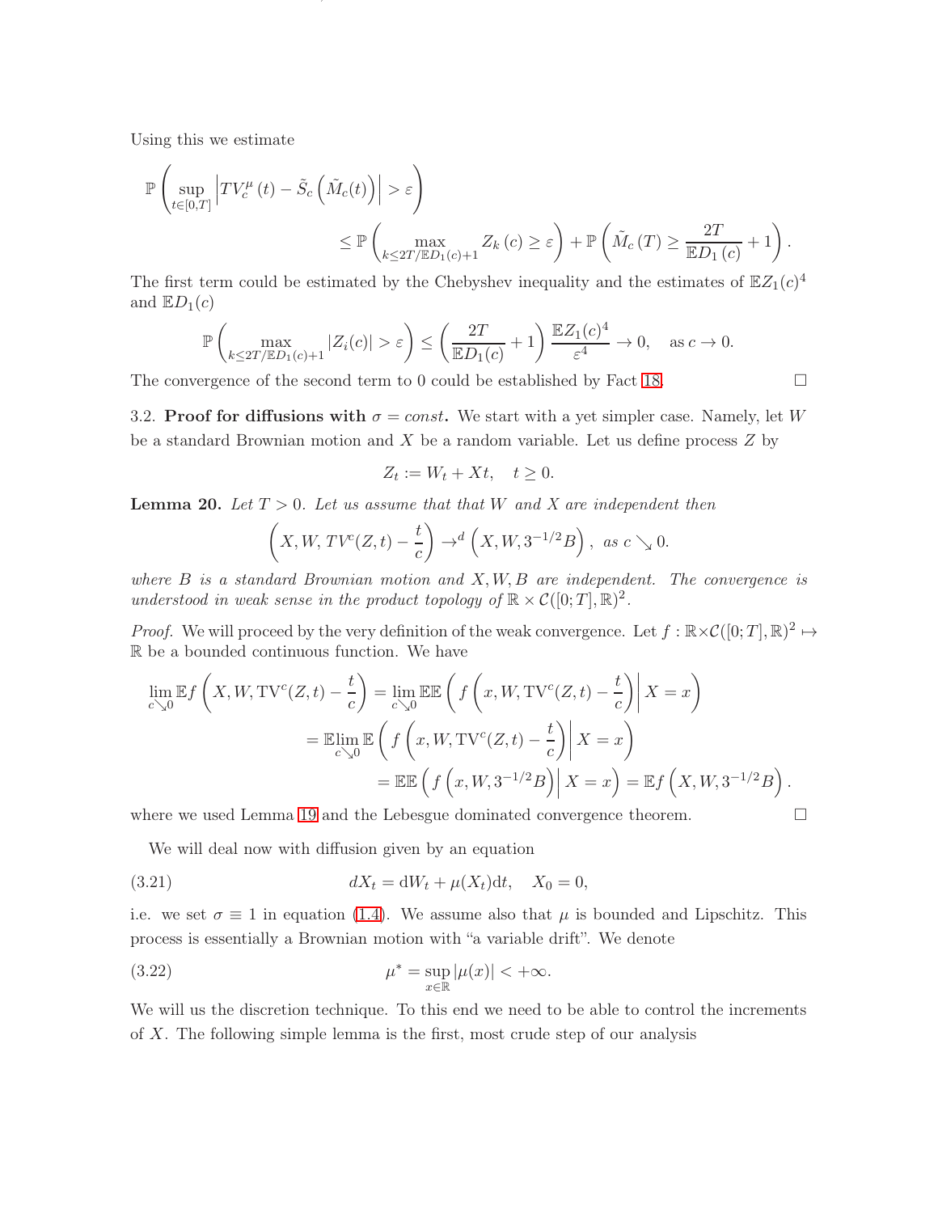Using this we estimate

$$\mathbb{P}\left(\sup_{t\in[0,T]}\left|TV_c^{\mu}(t)-\tilde{S}_c\left(\tilde{M}_c(t)\right)\right|>\varepsilon\right)$$
$$\leq \mathbb{P}\left(\max_{k\leq 2T/\mathbb{E}D_1(c)+1} Z_k(c)\geq\varepsilon\right)+\mathbb{P}\left(\tilde{M}_c(T)\geq\frac{2T}{\mathbb{E}D_1(c)}+1\right).$$

The first term could be estimated by the Chebyshev inequality and the estimates of $\mathbb{E}Z_1(c)^4$ and $\mathbb{E}D_1(c)$

$$\mathbb{P}\left(\max_{k\leq 2T/\mathbb{E}D_1(c)+1}|Z_i(c)|>\varepsilon\right)\leq\left(\frac{2T}{\mathbb{E}D_1(c)}+1\right)\frac{\mathbb{E}Z_1(c)^4}{\varepsilon^4}\to 0,\quad \text{as } c\to 0.$$

The convergence of the second term to 0 could be established by Fact 18. $\square$

3.2. **Proof for diffusions with $\sigma = const$.** We start with a yet simpler case. Namely, let $W$ be a standard Brownian motion and $X$ be a random variable. Let us define process $Z$ by

$$Z_t := W_t + Xt,\quad t\geq 0.$$

**Lemma 20.** *Let $T>0$. Let us assume that that $W$ and $X$ are independent then*

$$\left(X, W, TV^c(Z,t)-\frac{t}{c}\right)\to^d\left(X, W, 3^{-1/2}B\right),\ \text{as } c\searrow 0.$$

*where $B$ is a standard Brownian motion and $X, W, B$ are independent. The convergence is understood in weak sense in the product topology of $\mathbb{R}\times\mathcal{C}([0;T],\mathbb{R})^2$.*

*Proof.* We will proceed by the very definition of the weak convergence. Let $f:\mathbb{R}\times\mathcal{C}([0;T],\mathbb{R})^2\mapsto\mathbb{R}$ be a bounded continuous function. We have

$$\lim_{c\searrow 0}\mathbb{E}f\left(X, W, \mathrm{TV}^c(Z,t)-\frac{t}{c}\right)=\lim_{c\searrow 0}\mathbb{E}\mathbb{E}\left(f\left(x, W, \mathrm{TV}^c(Z,t)-\frac{t}{c}\right)\middle| X=x\right)$$
$$=\mathbb{E}\lim_{c\searrow 0}\mathbb{E}\left(f\left(x, W, \mathrm{TV}^c(Z,t)-\frac{t}{c}\right)\middle| X=x\right)$$
$$=\mathbb{E}\mathbb{E}\left(f\left(x, W, 3^{-1/2}B\right)\middle| X=x\right)=\mathbb{E}f\left(X, W, 3^{-1/2}B\right).$$

where we used Lemma 19 and the Lebesgue dominated convergence theorem. $\square$

We will deal now with diffusion given by an equation

$$dX_t = \mathrm{d}W_t+\mu(X_t)\mathrm{d}t,\quad X_0=0, \tag{3.21}$$

i.e. we set $\sigma\equiv 1$ in equation (1.4). We assume also that $\mu$ is bounded and Lipschitz. This process is essentially a Brownian motion with "a variable drift". We denote

$$\mu^* = \sup_{x\in\mathbb{R}}|\mu(x)|<+\infty. \tag{3.22}$$

We will us the discretion technique. To this end we need to be able to control the increments of $X$. The following simple lemma is the first, most crude step of our analysis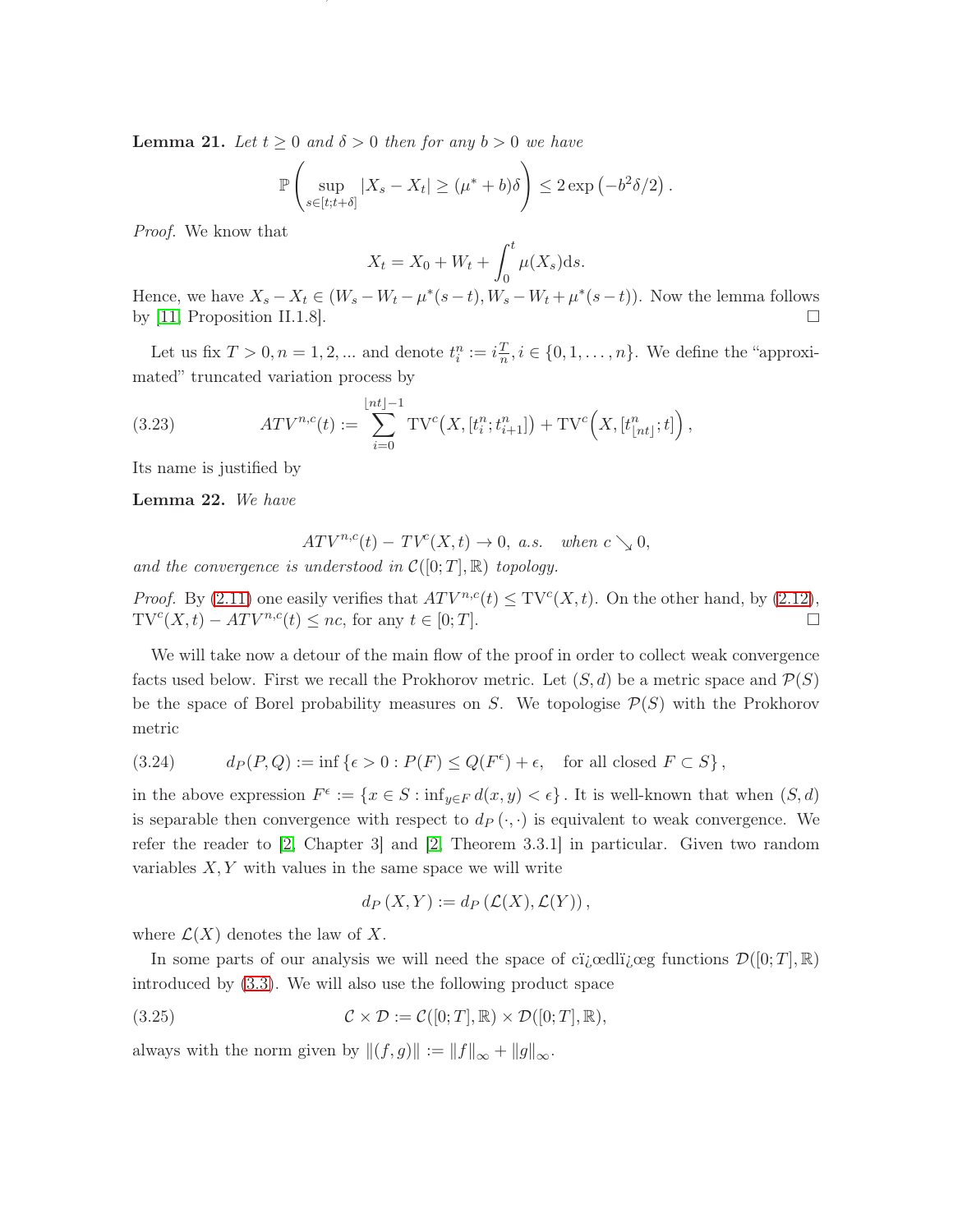**Lemma 21.** *Let $t \geq 0$ and $\delta > 0$ then for any $b > 0$ we have*

$$\mathbb{P}\left(\sup_{s\in[t;t+\delta]} |X_s - X_t| \geq (\mu^* + b)\delta\right) \leq 2\exp\left(-b^2\delta/2\right).$$

*Proof.* We know that

$$X_t = X_0 + W_t + \int_0^t \mu(X_s)\mathrm{d}s.$$

Hence, we have $X_s - X_t \in (W_s - W_t - \mu^*(s-t), W_s - W_t + \mu^*(s-t))$. Now the lemma follows by [11, Proposition II.1.8]. □

Let us fix $T > 0, n = 1, 2, \ldots$ and denote $t_i^n := i\frac{T}{n}, i \in \{0, 1, \ldots, n\}$. We define the "approximated" truncated variation process by

$$ATV^{n,c}(t) := \sum_{i=0}^{\lfloor nt\rfloor - 1} \mathrm{TV}^c\left(X, [t_i^n; t_{i+1}^n]\right) + \mathrm{TV}^c\left(X, [t_{\lfloor nt\rfloor}^n; t]\right), \tag{3.23}$$

Its name is justified by

**Lemma 22.** *We have*

$$ATV^{n,c}(t) - TV^c(X,t) \to 0, \ a.s. \quad when\ c \searrow 0,$$

*and the convergence is understood in $\mathcal{C}([0;T],\mathbb{R})$ topology.*

*Proof.* By (2.11) one easily verifies that $ATV^{n,c}(t) \leq \mathrm{TV}^c(X,t)$. On the other hand, by (2.12), $\mathrm{TV}^c(X,t) - ATV^{n,c}(t) \leq nc$, for any $t \in [0;T]$. □

We will take now a detour of the main flow of the proof in order to collect weak convergence facts used below. First we recall the Prokhorov metric. Let $(S,d)$ be a metric space and $\mathcal{P}(S)$ be the space of Borel probability measures on $S$. We topologise $\mathcal{P}(S)$ with the Prokhorov metric

$$d_P(P,Q) := \inf\left\{\epsilon > 0 : P(F) \leq Q(F^\epsilon) + \epsilon, \quad \text{for all closed } F \subset S\right\}, \tag{3.24}$$

in the above expression $F^\epsilon := \{x \in S : \inf_{y\in F} d(x,y) < \epsilon\}$. It is well-known that when $(S,d)$ is separable then convergence with respect to $d_P(\cdot,\cdot)$ is equivalent to weak convergence. We refer the reader to [2, Chapter 3] and [2, Theorem 3.3.1] in particular. Given two random variables $X, Y$ with values in the same space we will write

$$d_P(X,Y) := d_P(\mathcal{L}(X), \mathcal{L}(Y)),$$

where $\mathcal{L}(X)$ denotes the law of $X$.

In some parts of our analysis we will need the space of cï¿œdlï¿œg functions $\mathcal{D}([0;T],\mathbb{R})$ introduced by (3.3). We will also use the following product space

$$\mathcal{C}\times\mathcal{D} := \mathcal{C}([0;T],\mathbb{R}) \times \mathcal{D}([0;T],\mathbb{R}), \tag{3.25}$$

always with the norm given by $\|(f,g)\| := \|f\|_\infty + \|g\|_\infty$.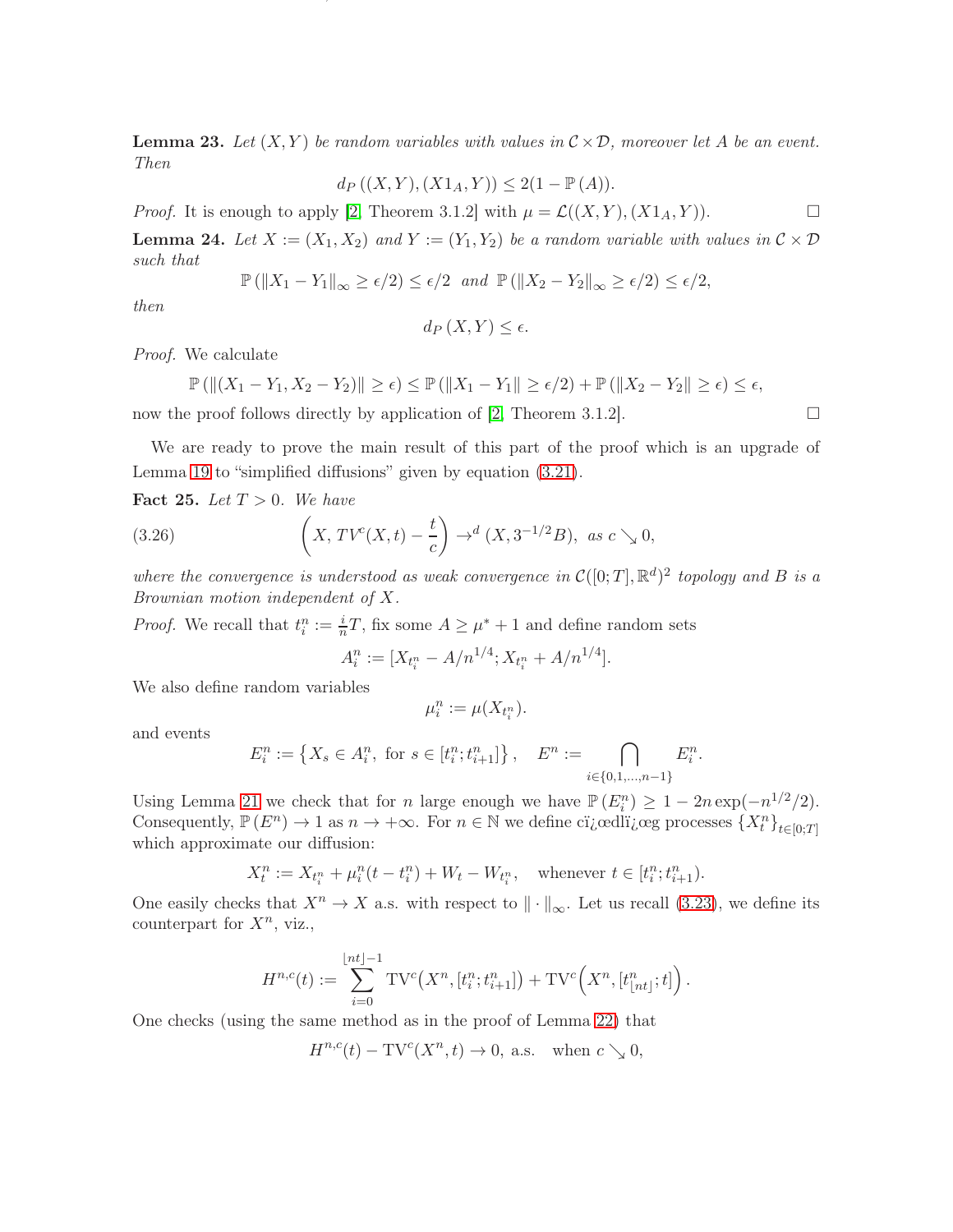**Lemma 23.** *Let $(X, Y)$ be random variables with values in $\mathcal{C} \times \mathcal{D}$, moreover let $A$ be an event. Then*

$$d_P\left((X,Y),(X1_A,Y)\right) \leq 2(1-\mathbb{P}(A)).$$

*Proof.* It is enough to apply [2, Theorem 3.1.2] with $\mu = \mathcal{L}((X,Y),(X1_A,Y))$. □

**Lemma 24.** *Let $X := (X_1, X_2)$ and $Y := (Y_1, Y_2)$ be a random variable with values in $\mathcal{C} \times \mathcal{D}$ such that*

$$\mathbb{P}\left(\|X_1 - Y_1\|_\infty \geq \epsilon/2\right) \leq \epsilon/2 \;\text{ and }\; \mathbb{P}\left(\|X_2 - Y_2\|_\infty \geq \epsilon/2\right) \leq \epsilon/2,$$

*then*

$$d_P\left(X, Y\right) \leq \epsilon.$$

*Proof.* We calculate

$$\mathbb{P}\left(\|(X_1 - Y_1, X_2 - Y_2)\| \geq \epsilon\right) \leq \mathbb{P}\left(\|X_1 - Y_1\| \geq \epsilon/2\right) + \mathbb{P}\left(\|X_2 - Y_2\| \geq \epsilon\right) \leq \epsilon,$$

now the proof follows directly by application of [2, Theorem 3.1.2]. □

We are ready to prove the main result of this part of the proof which is an upgrade of Lemma 19 to "simplified diffusions" given by equation (3.21).

**Fact 25.** *Let $T > 0$. We have*

$$\left(X,\, TV^c(X,t) - \frac{t}{c}\right) \to^d (X, 3^{-1/2}B), \;\text{ as } c \searrow 0, \tag{3.26}$$

*where the convergence is understood as weak convergence in $\mathcal{C}([0;T], \mathbb{R}^d)^2$ topology and $B$ is a Brownian motion independent of $X$.*

*Proof.* We recall that $t_i^n := \frac{i}{n}T$, fix some $A \geq \mu^* + 1$ and define random sets

$$A_i^n := [X_{t_i^n} - A/n^{1/4}; X_{t_i^n} + A/n^{1/4}].$$

We also define random variables

$$\mu_i^n := \mu(X_{t_i^n}).$$

and events

$$E_i^n := \left\{X_s \in A_i^n, \text{ for } s \in [t_i^n; t_{i+1}^n]\right\}, \quad E^n := \bigcap_{i \in \{0,1,\ldots,n-1\}} E_i^n.$$

Using Lemma 21 we check that for $n$ large enough we have $\mathbb{P}\left(E_i^n\right) \geq 1 - 2n\exp(-n^{1/2}/2)$. Consequently, $\mathbb{P}\left(E^n\right) \to 1$ as $n \to +\infty$. For $n \in \mathbb{N}$ we define cï¿œdlï¿œg processes $\{X_t^n\}_{t\in[0;T]}$ which approximate our diffusion:

$$X_t^n := X_{t_i^n} + \mu_i^n(t - t_i^n) + W_t - W_{t_i^n}, \quad \text{whenever } t \in [t_i^n; t_{i+1}^n).$$

One easily checks that $X^n \to X$ a.s. with respect to $\|\cdot\|_\infty$. Let us recall (3.23), we define its counterpart for $X^n$, viz.,

$$H^{n,c}(t) := \sum_{i=0}^{\lfloor nt \rfloor - 1} \mathrm{TV}^c\big(X^n, [t_i^n; t_{i+1}^n]\big) + \mathrm{TV}^c\Big(X^n, [t_{\lfloor nt \rfloor}^n; t]\Big).$$

One checks (using the same method as in the proof of Lemma 22) that

$$H^{n,c}(t) - \mathrm{TV}^c(X^n, t) \to 0, \text{ a.s.} \quad \text{when } c \searrow 0,$$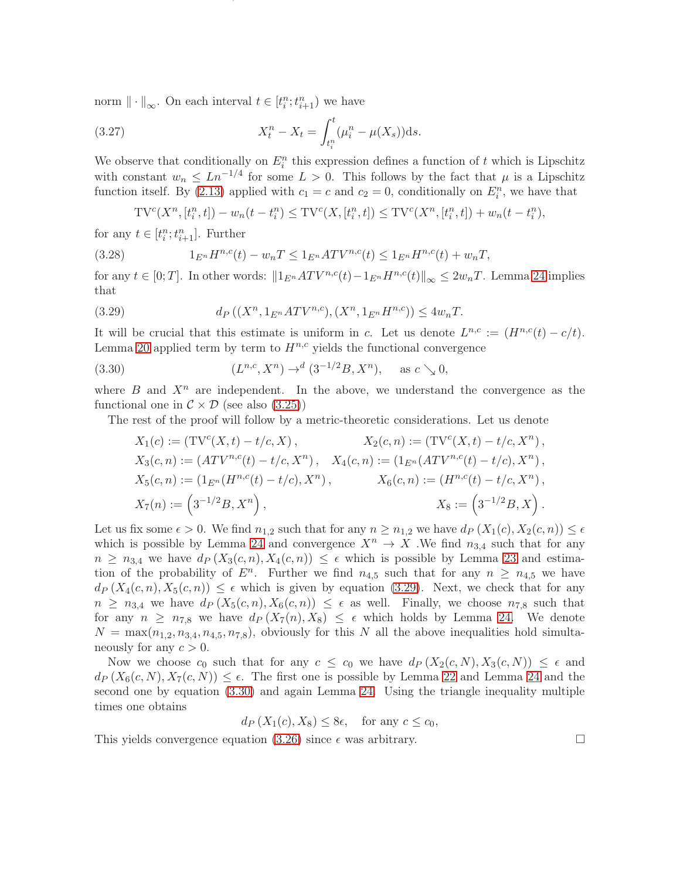norm $\|\cdot\|_\infty$. On each interval $t \in [t_i^n; t_{i+1}^n)$ we have

$$X_t^n - X_t = \int_{t_i^n}^t (\mu_i^n - \mu(X_s)) \mathrm{d}s. \tag{3.27}$$

We observe that conditionally on $E_i^n$ this expression defines a function of $t$ which is Lipschitz with constant $w_n \le Ln^{-1/4}$ for some $L > 0$. This follows by the fact that $\mu$ is a Lipschitz function itself. By (2.13) applied with $c_1 = c$ and $c_2 = 0$, conditionally on $E_i^n$, we have that

$$\mathrm{TV}^c(X^n, [t_i^n, t]) - w_n(t - t_i^n) \le \mathrm{TV}^c(X, [t_i^n, t]) \le \mathrm{TV}^c(X^n, [t_i^n, t]) + w_n(t - t_i^n),$$

for any $t \in [t_i^n; t_{i+1}^n]$. Further

$$1_{E^n} H^{n,c}(t) - w_n T \le 1_{E^n} ATV^{n,c}(t) \le 1_{E^n} H^{n,c}(t) + w_n T, \tag{3.28}$$

for any $t \in [0; T]$. In other words: $\|1_{E^n} ATV^{n,c}(t) - 1_{E^n} H^{n,c}(t)\|_\infty \le 2 w_n T$. Lemma 24 implies that

$$d_P\left((X^n, 1_{E^n} ATV^{n,c}), (X^n, 1_{E^n} H^{n,c})\right) \le 4 w_n T. \tag{3.29}$$

It will be crucial that this estimate is uniform in $c$. Let us denote $L^{n,c} := (H^{n,c}(t) - c/t)$. Lemma 20 applied term by term to $H^{n,c}$ yields the functional convergence

$$(L^{n,c}, X^n) \to^d (3^{-1/2} B, X^n), \quad \text{as } c \searrow 0, \tag{3.30}$$

where $B$ and $X^n$ are independent. In the above, we understand the convergence as the functional one in $\mathcal{C} \times \mathcal{D}$ (see also (3.25))

The rest of the proof will follow by a metric-theoretic considerations. Let us denote

$$X_1(c) := \left(\mathrm{TV}^c(X, t) - t/c, X\right), \qquad X_2(c, n) := \left(\mathrm{TV}^c(X, t) - t/c, X^n\right),$$
$$X_3(c, n) := \left(ATV^{n,c}(t) - t/c, X^n\right), \quad X_4(c, n) := \left(1_{E^n}(ATV^{n,c}(t) - t/c), X^n\right),$$
$$X_5(c, n) := \left(1_{E^n}(H^{n,c}(t) - t/c), X^n\right), \qquad X_6(c, n) := \left(H^{n,c}(t) - t/c, X^n\right),$$
$$X_7(n) := \left(3^{-1/2} B, X^n\right), \qquad X_8 := \left(3^{-1/2} B, X\right).$$

Let us fix some $\epsilon > 0$. We find $n_{1,2}$ such that for any $n \ge n_{1,2}$ we have $d_P(X_1(c), X_2(c, n)) \le \epsilon$ which is possible by Lemma 24 and convergence $X^n \to X$ .We find $n_{3,4}$ such that for any $n \ge n_{3,4}$ we have $d_P(X_3(c, n), X_4(c, n)) \le \epsilon$ which is possible by Lemma 23 and estimation of the probability of $E^n$. Further we find $n_{4,5}$ such that for any $n \ge n_{4,5}$ we have $d_P(X_4(c, n), X_5(c, n)) \le \epsilon$ which is given by equation (3.29). Next, we check that for any $n \ge n_{3,4}$ we have $d_P(X_5(c, n), X_6(c, n)) \le \epsilon$ as well. Finally, we choose $n_{7,8}$ such that for any $n \ge n_{7,8}$ we have $d_P(X_7(n), X_8) \le \epsilon$ which holds by Lemma 24. We denote $N = \max(n_{1,2}, n_{3,4}, n_{4,5}, n_{7,8})$, obviously for this $N$ all the above inequalities hold simultaneously for any $c > 0$.

Now we choose $c_0$ such that for any $c \le c_0$ we have $d_P(X_2(c, N), X_3(c, N)) \le \epsilon$ and $d_P(X_6(c, N), X_7(c, N)) \le \epsilon$. The first one is possible by Lemma 22 and Lemma 24 and the second one by equation (3.30) and again Lemma 24. Using the triangle inequality multiple times one obtains

$$d_P(X_1(c), X_8) \le 8\epsilon, \quad \text{for any } c \le c_0,$$

This yields convergence equation (3.26) since $\epsilon$ was arbitrary. □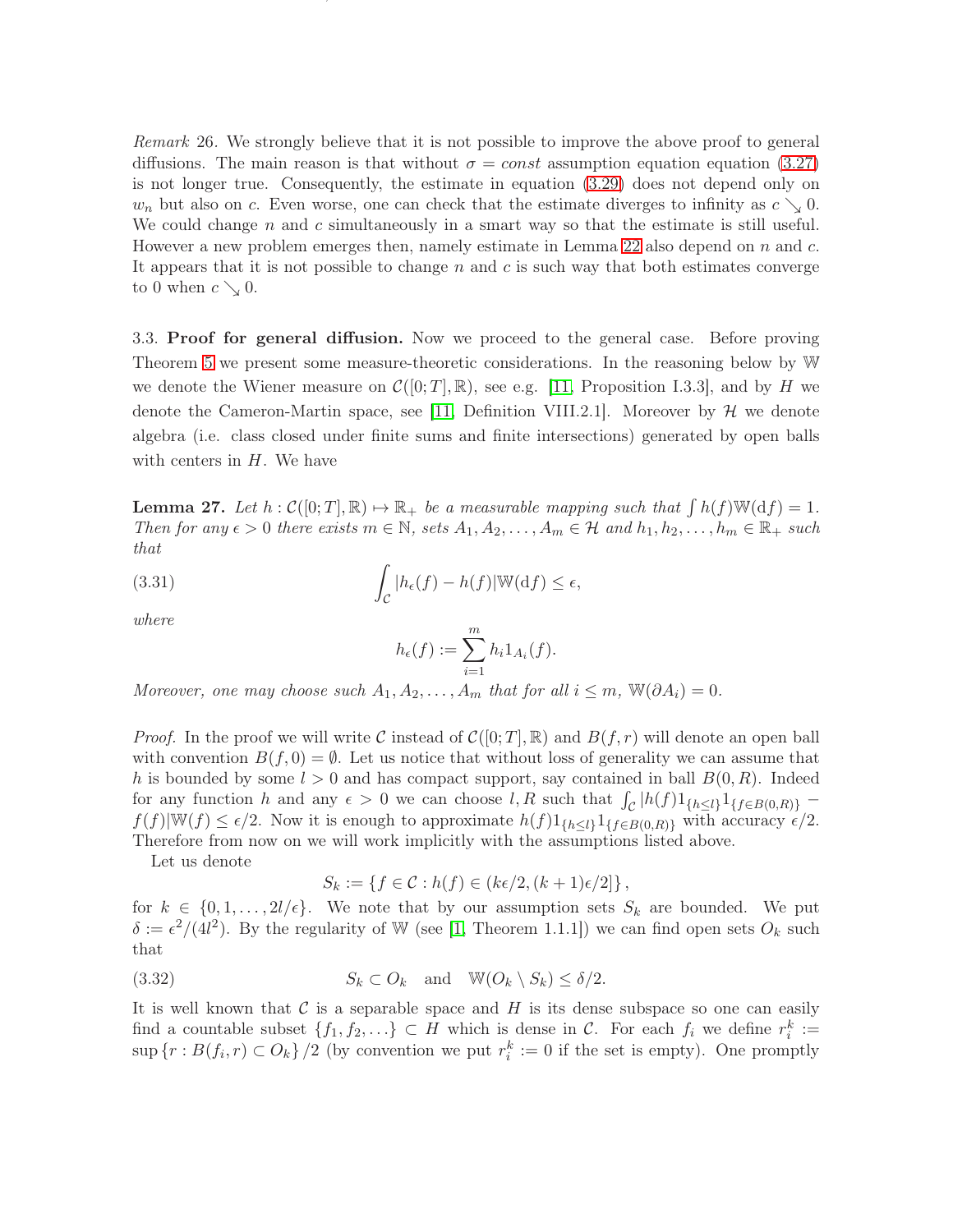*Remark* 26. We strongly believe that it is not possible to improve the above proof to general diffusions. The main reason is that without $\sigma = const$ assumption equation equation (3.27) is not longer true. Consequently, the estimate in equation (3.29) does not depend only on $w_n$ but also on $c$. Even worse, one can check that the estimate diverges to infinity as $c \searrow 0$. We could change $n$ and $c$ simultaneously in a smart way so that the estimate is still useful. However a new problem emerges then, namely estimate in Lemma 22 also depend on $n$ and $c$. It appears that it is not possible to change $n$ and $c$ is such way that both estimates converge to 0 when $c \searrow 0$.

3.3. **Proof for general diffusion.** Now we proceed to the general case. Before proving Theorem 5 we present some measure-theoretic considerations. In the reasoning below by $\mathbb{W}$ we denote the Wiener measure on $\mathcal{C}([0;T], \mathbb{R})$, see e.g. [11, Proposition I.3.3], and by $H$ we denote the Cameron-Martin space, see [11, Definition VIII.2.1]. Moreover by $\mathcal{H}$ we denote algebra (i.e. class closed under finite sums and finite intersections) generated by open balls with centers in $H$. We have

**Lemma 27.** *Let $h : \mathcal{C}([0;T], \mathbb{R}) \mapsto \mathbb{R}_+$ be a measurable mapping such that $\int h(f)\mathbb{W}(\mathrm{d}f) = 1$. Then for any $\epsilon > 0$ there exists $m \in \mathbb{N}$, sets $A_1, A_2, \ldots, A_m \in \mathcal{H}$ and $h_1, h_2, \ldots, h_m \in \mathbb{R}_+$ such that*

$$\int_{\mathcal{C}} |h_\epsilon(f) - h(f)|\mathbb{W}(\mathrm{d}f) \le \epsilon, \tag{3.31}$$

*where*

$$h_\epsilon(f) := \sum_{i=1}^{m} h_i 1_{A_i}(f).$$

*Moreover, one may choose such $A_1, A_2, \ldots, A_m$ that for all $i \le m$, $\mathbb{W}(\partial A_i) = 0$.*

*Proof.* In the proof we will write $\mathcal{C}$ instead of $\mathcal{C}([0;T], \mathbb{R})$ and $B(f, r)$ will denote an open ball with convention $B(f, 0) = \emptyset$. Let us notice that without loss of generality we can assume that $h$ is bounded by some $l > 0$ and has compact support, say contained in ball $B(0, R)$. Indeed for any function $h$ and any $\epsilon > 0$ we can choose $l, R$ such that $\int_{\mathcal{C}} |h(f)1_{\{h \le l\}}1_{\{f \in B(0,R)\}} - f(f)|\mathbb{W}(f) \le \epsilon/2$. Now it is enough to approximate $h(f)1_{\{h \le l\}}1_{\{f \in B(0,R)\}}$ with accuracy $\epsilon/2$. Therefore from now on we will work implicitly with the assumptions listed above.

Let us denote

$$S_k := \{f \in \mathcal{C} : h(f) \in (k\epsilon/2, (k+1)\epsilon/2]\},$$

for $k \in \{0, 1, \ldots, 2l/\epsilon\}$. We note that by our assumption sets $S_k$ are bounded. We put $\delta := \epsilon^2/(4l^2)$. By the regularity of $\mathbb{W}$ (see [1, Theorem 1.1.1]) we can find open sets $O_k$ such that

$$S_k \subset O_k \quad \text{and} \quad \mathbb{W}(O_k \setminus S_k) \le \delta/2. \tag{3.32}$$

It is well known that $\mathcal{C}$ is a separable space and $H$ is its dense subspace so one can easily find a countable subset $\{f_1, f_2, \ldots\} \subset H$ which is dense in $\mathcal{C}$. For each $f_i$ we define $r_i^k := \sup\{r : B(f_i, r) \subset O_k\}/2$ (by convention we put $r_i^k := 0$ if the set is empty). One promptly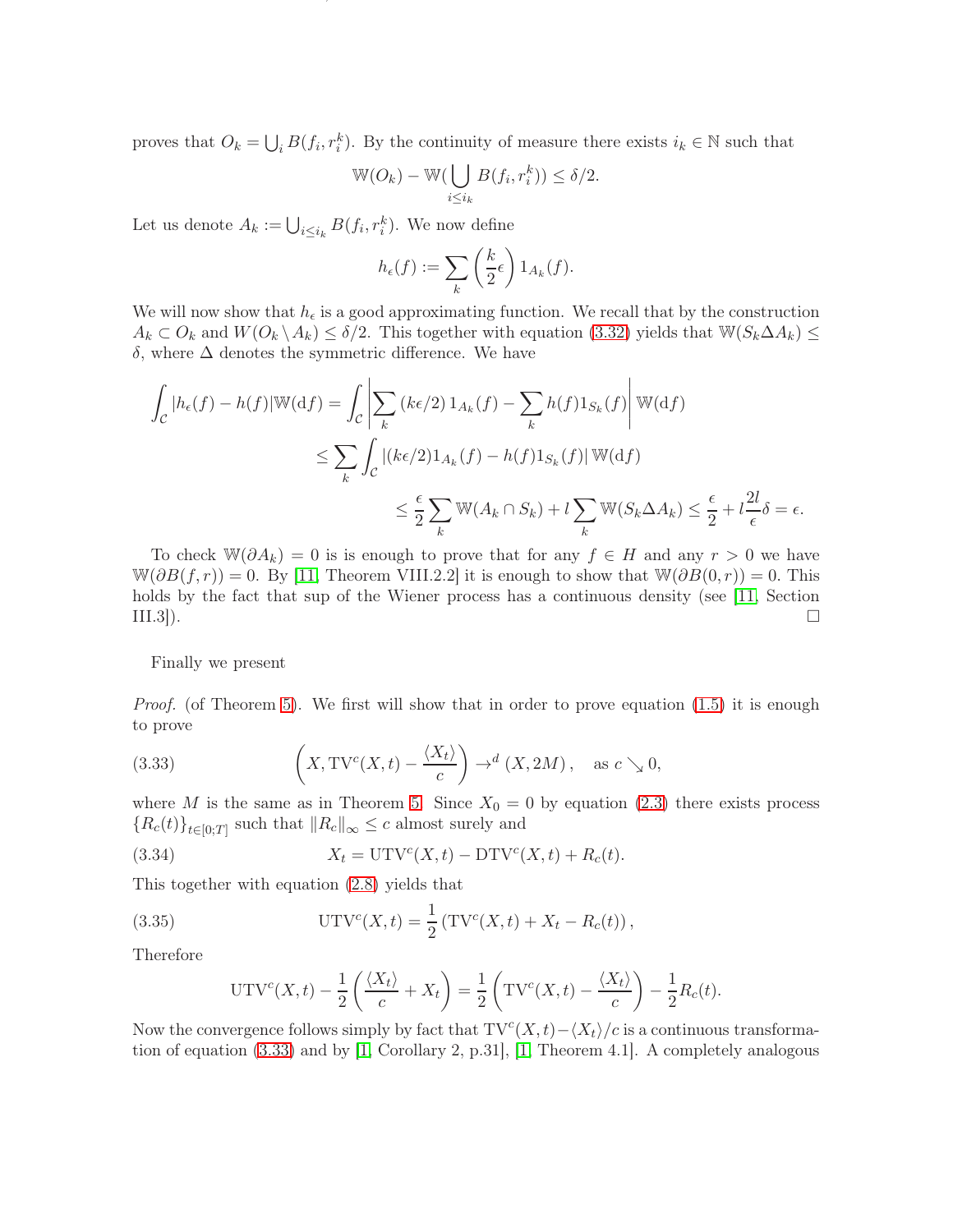proves that $O_k = \bigcup_i B(f_i, r_i^k)$. By the continuity of measure there exists $i_k \in \mathbb{N}$ such that

$$\mathbb{W}(O_k) - \mathbb{W}(\bigcup_{i \leq i_k} B(f_i, r_i^k)) \leq \delta/2.$$

Let us denote $A_k := \bigcup_{i \leq i_k} B(f_i, r_i^k)$. We now define

$$h_\epsilon(f) := \sum_k \left(\frac{k}{2}\epsilon\right) 1_{A_k}(f).$$

We will now show that $h_\epsilon$ is a good approximating function. We recall that by the construction $A_k \subset O_k$ and $W(O_k \setminus A_k) \leq \delta/2$. This together with equation (3.32) yields that $\mathbb{W}(S_k \Delta A_k) \leq \delta$, where $\Delta$ denotes the symmetric difference. We have

$$\begin{aligned}
\int_{\mathcal{C}} |h_\epsilon(f) - h(f)| \mathbb{W}(\mathrm{d}f) &= \int_{\mathcal{C}} \left| \sum_k (k\epsilon/2)\, 1_{A_k}(f) - \sum_k h(f) 1_{S_k}(f) \right| \mathbb{W}(\mathrm{d}f) \\
&\leq \sum_k \int_{\mathcal{C}} |(k\epsilon/2) 1_{A_k}(f) - h(f) 1_{S_k}(f)| \, \mathbb{W}(\mathrm{d}f) \\
&\leq \frac{\epsilon}{2} \sum_k \mathbb{W}(A_k \cap S_k) + l \sum_k \mathbb{W}(S_k \Delta A_k) \leq \frac{\epsilon}{2} + l \frac{2l}{\epsilon} \delta = \epsilon.
\end{aligned}$$

To check $\mathbb{W}(\partial A_k) = 0$ is is enough to prove that for any $f \in H$ and any $r > 0$ we have $\mathbb{W}(\partial B(f, r)) = 0$. By [11, Theorem VIII.2.2] it is enough to show that $\mathbb{W}(\partial B(0, r)) = 0$. This holds by the fact that sup of the Wiener process has a continuous density (see [11, Section III.3]). □

Finally we present

*Proof.* (of Theorem 5). We first will show that in order to prove equation (1.5) it is enough to prove

$$\left(X, \mathrm{TV}^c(X, t) - \frac{\langle X_t \rangle}{c}\right) \to^d (X, 2M), \quad \text{as } c \searrow 0, \tag{3.33}$$

where $M$ is the same as in Theorem 5. Since $X_0 = 0$ by equation (2.3) there exists process $\{R_c(t)\}_{t \in [0;T]}$ such that $\|R_c\|_\infty \leq c$ almost surely and

$$X_t = \mathrm{UTV}^c(X, t) - \mathrm{DTV}^c(X, t) + R_c(t). \tag{3.34}$$

This together with equation (2.8) yields that

$$\mathrm{UTV}^c(X, t) = \frac{1}{2} \left(\mathrm{TV}^c(X, t) + X_t - R_c(t)\right), \tag{3.35}$$

Therefore

$$\mathrm{UTV}^c(X, t) - \frac{1}{2}\left(\frac{\langle X_t \rangle}{c} + X_t\right) = \frac{1}{2}\left(\mathrm{TV}^c(X, t) - \frac{\langle X_t \rangle}{c}\right) - \frac{1}{2} R_c(t).$$

Now the convergence follows simply by fact that $\mathrm{TV}^c(X, t) - \langle X_t \rangle / c$ is a continuous transformation of equation (3.33) and by [1, Corollary 2, p.31], [1, Theorem 4.1]. A completely analogous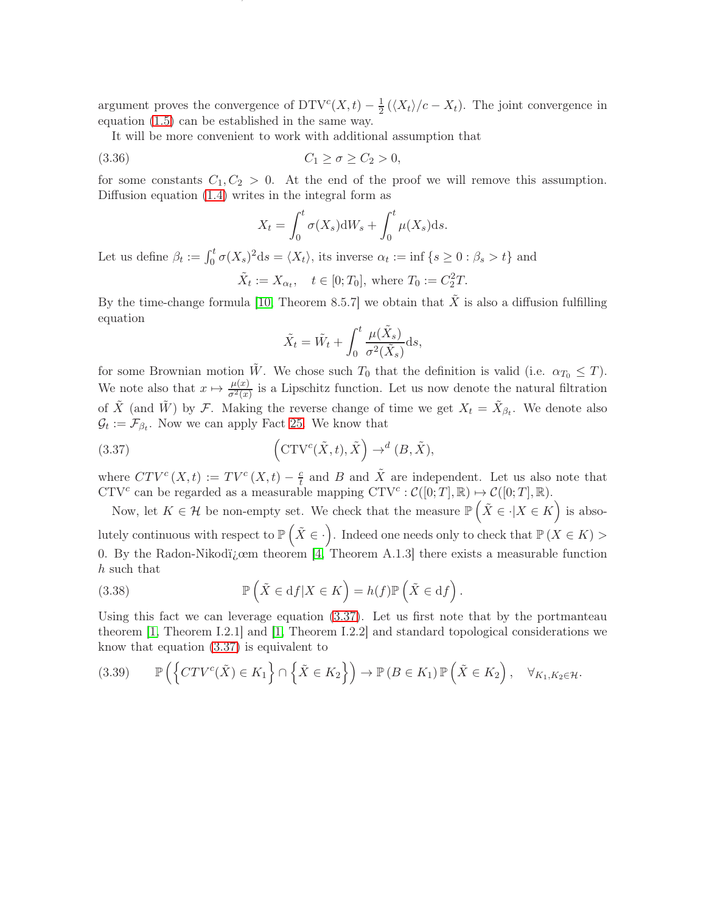argument proves the convergence of $\mathrm{DTV}^c(X,t) - \frac{1}{2}\left(\langle X_t\rangle/c - X_t\right)$. The joint convergence in equation (1.5) can be established in the same way.

It will be more convenient to work with additional assumption that

$$C_1 \geq \sigma \geq C_2 > 0, \tag{3.36}$$

for some constants $C_1, C_2 > 0$. At the end of the proof we will remove this assumption. Diffusion equation (1.4) writes in the integral form as

$$X_t = \int_0^t \sigma(X_s)\mathrm{d}W_s + \int_0^t \mu(X_s)\mathrm{d}s.$$

Let us define $\beta_t := \int_0^t \sigma(X_s)^2 \mathrm{d}s = \langle X_t\rangle$, its inverse $\alpha_t := \inf\{s \geq 0 : \beta_s > t\}$ and

$$\tilde{X}_t := X_{\alpha_t}, \quad t \in [0; T_0], \text{ where } T_0 := C_2^2 T.$$

By the time-change formula [10, Theorem 8.5.7] we obtain that $\tilde{X}$ is also a diffusion fulfilling equation

$$\tilde{X}_t = \tilde{W}_t + \int_0^t \frac{\mu(\tilde{X}_s)}{\sigma^2(\tilde{X}_s)}\mathrm{d}s,$$

for some Brownian motion $\tilde{W}$. We chose such $T_0$ that the definition is valid (i.e. $\alpha_{T_0} \leq T$). We note also that $x \mapsto \frac{\mu(x)}{\sigma^2(x)}$ is a Lipschitz function. Let us now denote the natural filtration of $\tilde{X}$ (and $\tilde{W}$) by $\mathcal{F}$. Making the reverse change of time we get $X_t = \tilde{X}_{\beta_t}$. We denote also $\mathcal{G}_t := \mathcal{F}_{\beta_t}$. Now we can apply Fact 25. We know that

$$\left(\mathrm{CTV}^c(\tilde{X},t), \tilde{X}\right) \to^d (B, \tilde{X}), \tag{3.37}$$

where $CTV^c(X,t) := TV^c(X,t) - \frac{c}{t}$ and $B$ and $\tilde{X}$ are independent. Let us also note that $\mathrm{CTV}^c$ can be regarded as a measurable mapping $\mathrm{CTV}^c : \mathcal{C}([0;T],\mathbb{R}) \mapsto \mathcal{C}([0;T],\mathbb{R})$.

Now, let $K \in \mathcal{H}$ be non-empty set. We check that the measure $\mathbb{P}\left(\tilde{X} \in \cdot | X \in K\right)$ is absolutely continuous with respect to $\mathbb{P}\left(\tilde{X} \in \cdot\right)$. Indeed one needs only to check that $\mathbb{P}(X \in K) > 0$. By the Radon-Nikodï¿œm theorem [4, Theorem A.1.3] there exists a measurable function $h$ such that

$$\mathbb{P}\left(\tilde{X} \in \mathrm{d}f | X \in K\right) = h(f)\mathbb{P}\left(\tilde{X} \in \mathrm{d}f\right). \tag{3.38}$$

Using this fact we can leverage equation (3.37). Let us first note that by the portmanteau theorem [1, Theorem I.2.1] and [1, Theorem I.2.2] and standard topological considerations we know that equation (3.37) is equivalent to

$$\mathbb{P}\left(\left\{CTV^c(\tilde{X}) \in K_1\right\} \cap \left\{\tilde{X} \in K_2\right\}\right) \to \mathbb{P}(B \in K_1)\,\mathbb{P}\left(\tilde{X} \in K_2\right), \quad \forall_{K_1,K_2 \in \mathcal{H}}. \tag{3.39}$$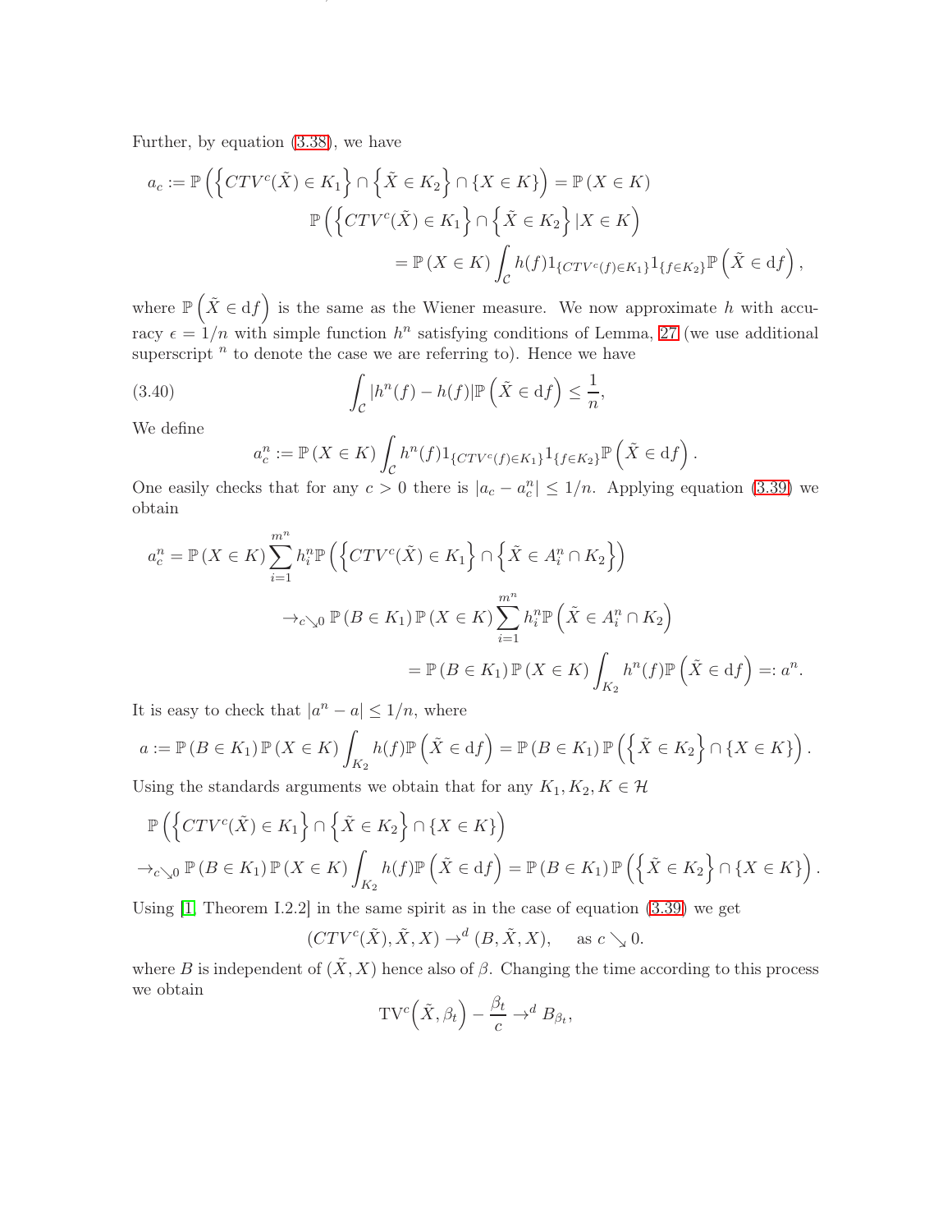Further, by equation (3.38), we have

$$
\begin{aligned}
a_c := \mathbb{P}\left(\left\{CTV^c(\tilde{X}) \in K_1\right\} \cap \left\{\tilde{X} \in K_2\right\} \cap \{X \in K\}\right) &= \mathbb{P}\left(X \in K\right) \\
&\mathbb{P}\left(\left\{CTV^c(\tilde{X}) \in K_1\right\} \cap \left\{\tilde{X} \in K_2\right\} | X \in K\right) \\
&= \mathbb{P}\left(X \in K\right) \int_{\mathcal{C}} h(f) 1_{\{CTV^c(f) \in K_1\}} 1_{\{f \in K_2\}} \mathbb{P}\left(\tilde{X} \in \mathrm{d}f\right),
\end{aligned}
$$

where $\mathbb{P}\left(\tilde{X} \in \mathrm{d}f\right)$ is the same as the Wiener measure. We now approximate $h$ with accuracy $\epsilon = 1/n$ with simple function $h^n$ satisfying conditions of Lemma, 27 (we use additional superscript $^n$ to denote the case we are referring to). Hence we have

$$
\int_{\mathcal{C}} |h^n(f) - h(f)| \mathbb{P}\left(\tilde{X} \in \mathrm{d}f\right) \leq \frac{1}{n}, \tag{3.40}
$$

We define

$$
a_c^n := \mathbb{P}\left(X \in K\right) \int_{\mathcal{C}} h^n(f) 1_{\{CTV^c(f) \in K_1\}} 1_{\{f \in K_2\}} \mathbb{P}\left(\tilde{X} \in \mathrm{d}f\right).
$$

One easily checks that for any $c > 0$ there is $|a_c - a_c^n| \leq 1/n$. Applying equation (3.39) we obtain

$$
\begin{aligned}
a_c^n = \mathbb{P}\left(X \in K\right) \sum_{i=1}^{m^n} h_i^n \mathbb{P}\left(\left\{CTV^c(\tilde{X}) \in K_1\right\} \cap \left\{\tilde{X} \in A_i^n \cap K_2\right\}\right) \\
\to_{c \searrow 0} \mathbb{P}\left(B \in K_1\right) \mathbb{P}\left(X \in K\right) \sum_{i=1}^{m^n} h_i^n \mathbb{P}\left(\tilde{X} \in A_i^n \cap K_2\right) \\
= \mathbb{P}\left(B \in K_1\right) \mathbb{P}\left(X \in K\right) \int_{K_2} h^n(f) \mathbb{P}\left(\tilde{X} \in \mathrm{d}f\right) =: a^n.
\end{aligned}
$$

It is easy to check that $|a^n - a| \leq 1/n$, where

$$
a := \mathbb{P}\left(B \in K_1\right) \mathbb{P}\left(X \in K\right) \int_{K_2} h(f) \mathbb{P}\left(\tilde{X} \in \mathrm{d}f\right) = \mathbb{P}\left(B \in K_1\right) \mathbb{P}\left(\left\{\tilde{X} \in K_2\right\} \cap \{X \in K\}\right).
$$

Using the standards arguments we obtain that for any $K_1, K_2, K \in \mathcal{H}$

$$
\begin{aligned}
&\mathbb{P}\left(\left\{CTV^c(\tilde{X}) \in K_1\right\} \cap \left\{\tilde{X} \in K_2\right\} \cap \{X \in K\}\right) \\
&\to_{c \searrow 0} \mathbb{P}\left(B \in K_1\right) \mathbb{P}\left(X \in K\right) \int_{K_2} h(f) \mathbb{P}\left(\tilde{X} \in \mathrm{d}f\right) = \mathbb{P}\left(B \in K_1\right) \mathbb{P}\left(\left\{\tilde{X} \in K_2\right\} \cap \{X \in K\}\right).
\end{aligned}
$$

Using [1, Theorem I.2.2] in the same spirit as in the case of equation (3.39) we get

$$
(CTV^c(\tilde{X}), \tilde{X}, X) \to^d (B, \tilde{X}, X), \quad \text{as } c \searrow 0.
$$

where $B$ is independent of $(\tilde{X}, X)$ hence also of $\beta$. Changing the time according to this process we obtain

$$
\mathrm{TV}^c\left(\tilde{X}, \beta_t\right) - \frac{\beta_t}{c} \to^d B_{\beta_t},
$$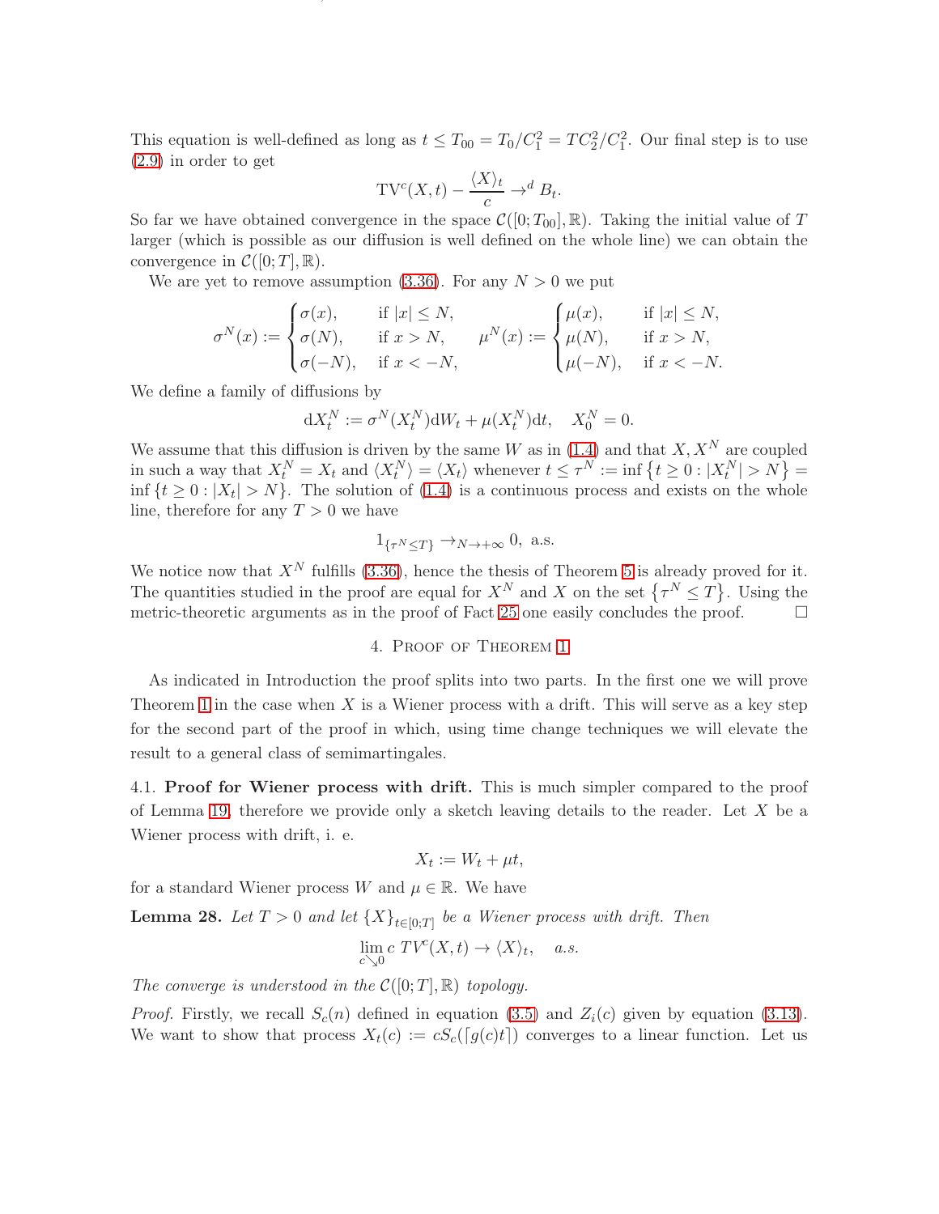This equation is well-defined as long as $t \le T_{00} = T_0/C_1^2 = TC_2^2/C_1^2$. Our final step is to use (2.9) in order to get

$$\mathrm{TV}^c(X,t) - \frac{\langle X \rangle_t}{c} \to^d B_t.$$

So far we have obtained convergence in the space $\mathcal{C}([0;T_{00}],\mathbb{R})$. Taking the initial value of $T$ larger (which is possible as our diffusion is well defined on the whole line) we can obtain the convergence in $\mathcal{C}([0;T],\mathbb{R})$.

We are yet to remove assumption (3.36). For any $N > 0$ we put

$$\sigma^N(x) := \begin{cases} \sigma(x), & \text{if } |x| \le N, \\ \sigma(N), & \text{if } x > N, \\ \sigma(-N), & \text{if } x < -N, \end{cases} \qquad \mu^N(x) := \begin{cases} \mu(x), & \text{if } |x| \le N, \\ \mu(N), & \text{if } x > N, \\ \mu(-N), & \text{if } x < -N. \end{cases}$$

We define a family of diffusions by

$$\mathrm{d}X_t^N := \sigma^N(X_t^N)\mathrm{d}W_t + \mu(X_t^N)\mathrm{d}t, \quad X_0^N = 0.$$

We assume that this diffusion is driven by the same $W$ as in (1.4) and that $X, X^N$ are coupled in such a way that $X_t^N = X_t$ and $\langle X_t^N \rangle = \langle X_t \rangle$ whenever $t \le \tau^N := \inf\{t \ge 0 : |X_t^N| > N\} = \inf\{t \ge 0 : |X_t| > N\}$. The solution of (1.4) is a continuous process and exists on the whole line, therefore for any $T > 0$ we have

$$1_{\{\tau^N \le T\}} \to_{N \to +\infty} 0, \text{ a.s.}$$

We notice now that $X^N$ fulfills (3.36), hence the thesis of Theorem 5 is already proved for it. The quantities studied in the proof are equal for $X^N$ and $X$ on the set $\{\tau^N \le T\}$. Using the metric-theoretic arguments as in the proof of Fact 25 one easily concludes the proof. □

## 4. Proof of Theorem 1

As indicated in Introduction the proof splits into two parts. In the first one we will prove Theorem 1 in the case when $X$ is a Wiener process with a drift. This will serve as a key step for the second part of the proof in which, using time change techniques we will elevate the result to a general class of semimartingales.

4.1. **Proof for Wiener process with drift.** This is much simpler compared to the proof of Lemma 19, therefore we provide only a sketch leaving details to the reader. Let $X$ be a Wiener process with drift, i. e.

$$X_t := W_t + \mu t,$$

for a standard Wiener process $W$ and $\mu \in \mathbb{R}$. We have

**Lemma 28.** *Let $T > 0$ and let $\{X\}_{t\in[0;T]}$ be a Wiener process with drift. Then*

$$\lim_{c \searrow 0} c \; TV^c(X,t) \to \langle X \rangle_t, \quad a.s.$$

*The converge is understood in the $\mathcal{C}([0;T],\mathbb{R})$ topology.*

*Proof.* Firstly, we recall $S_c(n)$ defined in equation (3.5) and $Z_i(c)$ given by equation (3.13). We want to show that process $X_t(c) := cS_c(\lceil g(c)t \rceil)$ converges to a linear function. Let us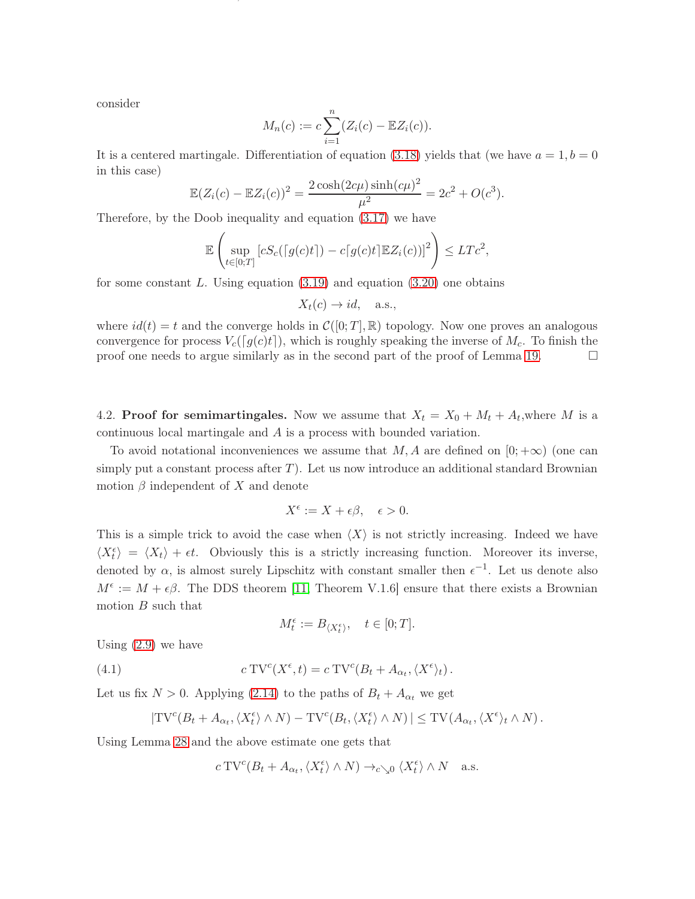consider

$$M_n(c) := c\sum_{i=1}^{n}(Z_i(c) - \mathbb{E}Z_i(c)).$$

It is a centered martingale. Differentiation of equation (3.18) yields that (we have $a = 1, b = 0$ in this case)

$$\mathbb{E}(Z_i(c) - \mathbb{E}Z_i(c))^2 = \frac{2\cosh(2c\mu)\sinh(c\mu)^2}{\mu^2} = 2c^2 + O(c^3).$$

Therefore, by the Doob inequality and equation (3.17) we have

$$\mathbb{E}\left(\sup_{t\in[0;T]}\left[cS_c(\lceil g(c)t\rceil) - c\lceil g(c)t\rceil \mathbb{E}Z_i(c)\right)\right]^2\right) \leq LTc^2,$$

for some constant $L$. Using equation (3.19) and equation (3.20) one obtains

$$X_t(c) \to id, \quad \text{a.s.},$$

where $id(t) = t$ and the converge holds in $\mathcal{C}([0;T],\mathbb{R})$ topology. Now one proves an analogous convergence for process $V_c(\lceil g(c)t\rceil)$, which is roughly speaking the inverse of $M_c$. To finish the proof one needs to argue similarly as in the second part of the proof of Lemma 19. □

4.2. **Proof for semimartingales.** Now we assume that $X_t = X_0 + M_t + A_t$,where $M$ is a continuous local martingale and $A$ is a process with bounded variation.

To avoid notational inconveniences we assume that $M, A$ are defined on $[0;+\infty)$ (one can simply put a constant process after $T$). Let us now introduce an additional standard Brownian motion $\beta$ independent of $X$ and denote

$$X^\epsilon := X + \epsilon\beta, \quad \epsilon > 0.$$

This is a simple trick to avoid the case when $\langle X\rangle$ is not strictly increasing. Indeed we have $\langle X_t^\epsilon\rangle = \langle X_t\rangle + \epsilon t$. Obviously this is a strictly increasing function. Moreover its inverse, denoted by $\alpha$, is almost surely Lipschitz with constant smaller then $\epsilon^{-1}$. Let us denote also $M^\epsilon := M + \epsilon\beta$. The DDS theorem [11, Theorem V.1.6] ensure that there exists a Brownian motion $B$ such that

$$M_t^\epsilon := B_{\langle X_t^\epsilon\rangle}, \quad t \in [0;T].$$

Using (2.9) we have

$$c\,\mathrm{TV}^c(X^\epsilon, t) = c\,\mathrm{TV}^c(B_t + A_{\alpha_t}, \langle X^\epsilon\rangle_t)\,. \tag{4.1}$$

Let us fix $N > 0$. Applying (2.14) to the paths of $B_t + A_{\alpha_t}$ we get

$$|\mathrm{TV}^c(B_t + A_{\alpha_t}, \langle X_t^\epsilon\rangle \wedge N) - \mathrm{TV}^c(B_t, \langle X_t^\epsilon\rangle \wedge N)\,| \leq \mathrm{TV}(A_{\alpha_t}, \langle X^\epsilon\rangle_t \wedge N)\,.$$

Using Lemma 28 and the above estimate one gets that

$$c\,\mathrm{TV}^c(B_t + A_{\alpha_t}, \langle X_t^\epsilon\rangle \wedge N) \to_{c\searrow 0} \langle X_t^\epsilon\rangle \wedge N \quad \text{a.s.}$$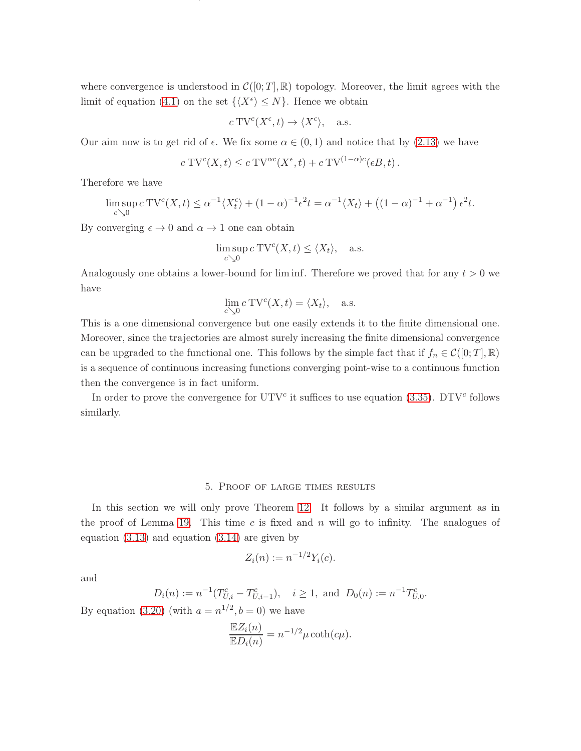where convergence is understood in $\mathcal{C}([0;T],\mathbb{R})$ topology. Moreover, the limit agrees with the limit of equation (4.1) on the set $\{\langle X^\epsilon\rangle \le N\}$. Hence we obtain

$$c\,\mathrm{TV}^c(X^\epsilon,t) \to \langle X^\epsilon\rangle, \quad \text{a.s.}$$

Our aim now is to get rid of $\epsilon$. We fix some $\alpha\in(0,1)$ and notice that by (2.13) we have

$$c\,\mathrm{TV}^c(X,t) \le c\,\mathrm{TV}^{\alpha c}(X^\epsilon,t) + c\,\mathrm{TV}^{(1-\alpha)c}(\epsilon B,t)\,.$$

Therefore we have

$$\limsup_{c\searrow 0} c\,\mathrm{TV}^c(X,t) \le \alpha^{-1}\langle X^\epsilon_t\rangle + (1-\alpha)^{-1}\epsilon^2 t = \alpha^{-1}\langle X_t\rangle + \left((1-\alpha)^{-1}+\alpha^{-1}\right)\epsilon^2 t.$$

By converging $\epsilon\to 0$ and $\alpha\to 1$ one can obtain

$$\limsup_{c\searrow 0} c\,\mathrm{TV}^c(X,t) \le \langle X_t\rangle, \quad \text{a.s.}$$

Analogously one obtains a lower-bound for $\liminf$. Therefore we proved that for any $t>0$ we have

$$\lim_{c\searrow 0} c\,\mathrm{TV}^c(X,t) = \langle X_t\rangle, \quad \text{a.s.}$$

This is a one dimensional convergence but one easily extends it to the finite dimensional one. Moreover, since the trajectories are almost surely increasing the finite dimensional convergence can be upgraded to the functional one. This follows by the simple fact that if $f_n\in\mathcal{C}([0;T],\mathbb{R})$ is a sequence of continuous increasing functions converging point-wise to a continuous function then the convergence is in fact uniform.

In order to prove the convergence for $\mathrm{UTV}^c$ it suffices to use equation (3.35). $\mathrm{DTV}^c$ follows similarly.

## 5. Proof of large times results

In this section we will only prove Theorem 12. It follows by a similar argument as in the proof of Lemma 19. This time $c$ is fixed and $n$ will go to infinity. The analogues of equation (3.13) and equation (3.14) are given by

$$Z_i(n) := n^{-1/2}Y_i(c).$$

and

$$D_i(n) := n^{-1}(T^c_{U,i}-T^c_{U,i-1}), \quad i\ge 1, \text{ and } D_0(n) := n^{-1}T^c_{U,0}.$$

By equation (3.20) (with $a=n^{1/2}, b=0$) we have

$$\frac{\mathbb{E}Z_i(n)}{\mathbb{E}D_i(n)} = n^{-1/2}\mu\coth(c\mu).$$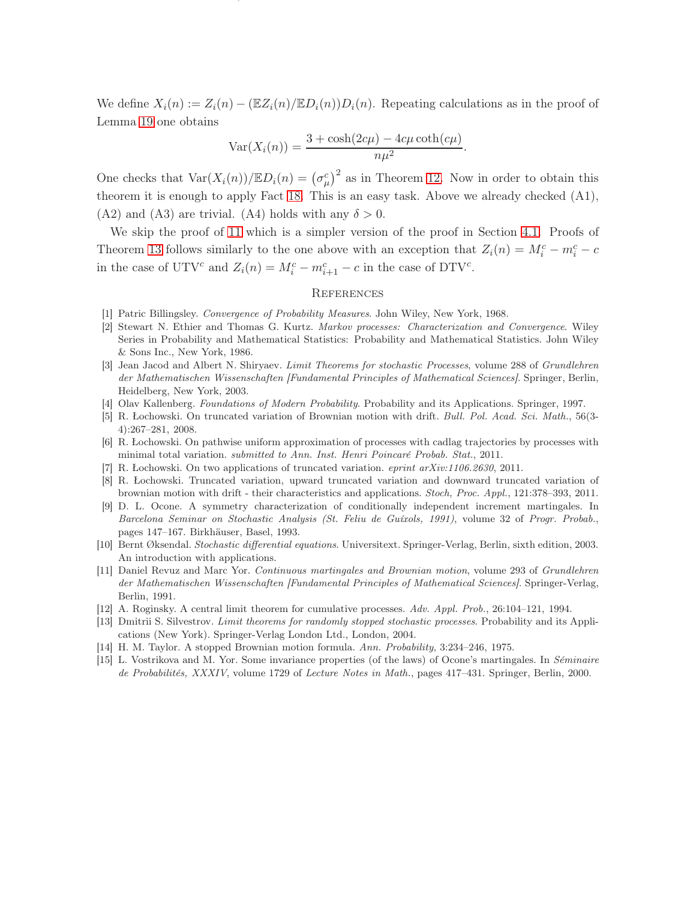We define $X_i(n) := Z_i(n) - (\mathbb{E}Z_i(n)/\mathbb{E}D_i(n))D_i(n)$. Repeating calculations as in the proof of Lemma 19 one obtains

$$\mathrm{Var}(X_i(n)) = \frac{3 + \cosh(2c\mu) - 4c\mu\coth(c\mu)}{n\mu^2}.$$

One checks that $\mathrm{Var}(X_i(n))/\mathbb{E}D_i(n) = \left(\sigma_\mu^c\right)^2$ as in Theorem 12. Now in order to obtain this theorem it is enough to apply Fact 18. This is an easy task. Above we already checked (A1), (A2) and (A3) are trivial. (A4) holds with any $\delta > 0$.

We skip the proof of 11 which is a simpler version of the proof in Section 4.1. Proofs of Theorem 13 follows similarly to the one above with an exception that $Z_i(n) = M_i^c - m_i^c - c$ in the case of UTV$^c$ and $Z_i(n) = M_i^c - m_{i+1}^c - c$ in the case of DTV$^c$.

## References

[1] Patric Billingsley. *Convergence of Probability Measures*. John Wiley, New York, 1968.

[2] Stewart N. Ethier and Thomas G. Kurtz. *Markov processes: Characterization and Convergence*. Wiley Series in Probability and Mathematical Statistics: Probability and Mathematical Statistics. John Wiley & Sons Inc., New York, 1986.

[3] Jean Jacod and Albert N. Shiryaev. *Limit Theorems for stochastic Processes*, volume 288 of *Grundlehren der Mathematischen Wissenschaften [Fundamental Principles of Mathematical Sciences]*. Springer, Berlin, Heidelberg, New York, 2003.

[4] Olav Kallenberg. *Foundations of Modern Probability*. Probability and its Applications. Springer, 1997.

[5] R. Łochowski. On truncated variation of Brownian motion with drift. *Bull. Pol. Acad. Sci. Math.*, 56(3-4):267–281, 2008.

[6] R. Łochowski. On pathwise uniform approximation of processes with cadlag trajectories by processes with minimal total variation. *submitted to Ann. Inst. Henri Poincaré Probab. Stat.*, 2011.

[7] R. Łochowski. On two applications of truncated variation. *eprint arXiv:1106.2630*, 2011.

[8] R. Łochowski. Truncated variation, upward truncated variation and downward truncated variation of brownian motion with drift - their characteristics and applications. *Stoch, Proc. Appl.*, 121:378–393, 2011.

[9] D. L. Ocone. A symmetry characterization of conditionally independent increment martingales. In *Barcelona Seminar on Stochastic Analysis (St. Feliu de Guíxols, 1991)*, volume 32 of *Progr. Probab.*, pages 147–167. Birkhäuser, Basel, 1993.

[10] Bernt Øksendal. *Stochastic differential equations*. Universitext. Springer-Verlag, Berlin, sixth edition, 2003. An introduction with applications.

[11] Daniel Revuz and Marc Yor. *Continuous martingales and Brownian motion*, volume 293 of *Grundlehren der Mathematischen Wissenschaften [Fundamental Principles of Mathematical Sciences]*. Springer-Verlag, Berlin, 1991.

[12] A. Roginsky. A central limit theorem for cumulative processes. *Adv. Appl. Prob.*, 26:104–121, 1994.

[13] Dmitrii S. Silvestrov. *Limit theorems for randomly stopped stochastic processes*. Probability and its Applications (New York). Springer-Verlag London Ltd., London, 2004.

[14] H. M. Taylor. A stopped Brownian motion formula. *Ann. Probability*, 3:234–246, 1975.

[15] L. Vostrikova and M. Yor. Some invariance properties (of the laws) of Ocone's martingales. In *Séminaire de Probabilités, XXXIV*, volume 1729 of *Lecture Notes in Math.*, pages 417–431. Springer, Berlin, 2000.